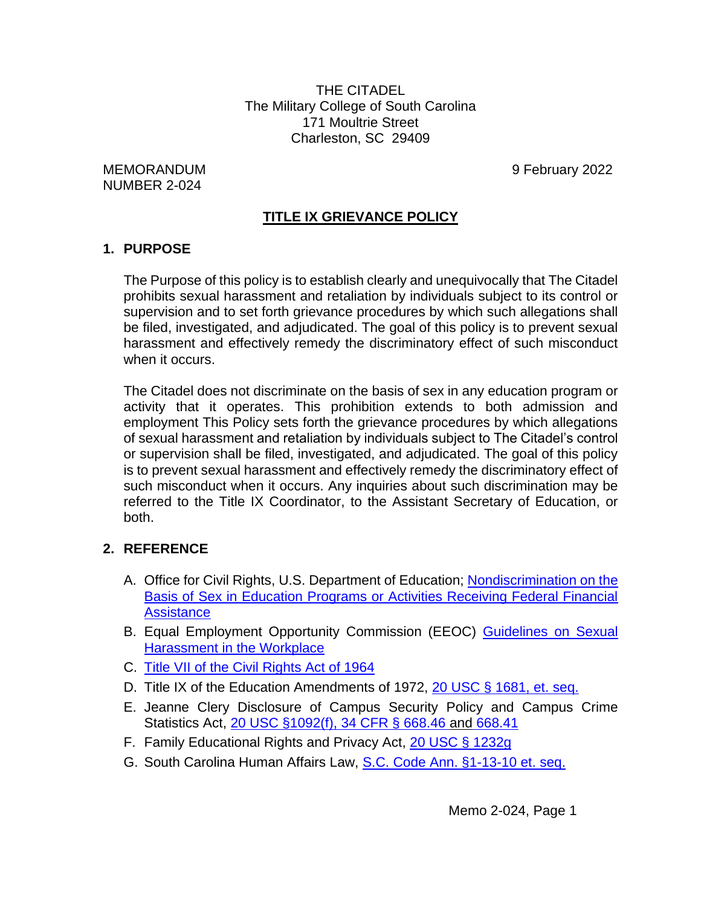THE CITADEL
The Military College of South Carolina
171 Moultrie Street
Charleston, SC 29409

MEMORANDUM
NUMBER 2-024

9 February 2022

## TITLE IX GRIEVANCE POLICY

### 1. PURPOSE

The Purpose of this policy is to establish clearly and unequivocally that The Citadel prohibits sexual harassment and retaliation by individuals subject to its control or supervision and to set forth grievance procedures by which such allegations shall be filed, investigated, and adjudicated. The goal of this policy is to prevent sexual harassment and effectively remedy the discriminatory effect of such misconduct when it occurs.

The Citadel does not discriminate on the basis of sex in any education program or activity that it operates. This prohibition extends to both admission and employment This Policy sets forth the grievance procedures by which allegations of sexual harassment and retaliation by individuals subject to The Citadel's control or supervision shall be filed, investigated, and adjudicated. The goal of this policy is to prevent sexual harassment and effectively remedy the discriminatory effect of such misconduct when it occurs. Any inquiries about such discrimination may be referred to the Title IX Coordinator, to the Assistant Secretary of Education, or both.

### 2. REFERENCE

A. Office for Civil Rights, U.S. Department of Education; Nondiscrimination on the Basis of Sex in Education Programs or Activities Receiving Federal Financial Assistance

B. Equal Employment Opportunity Commission (EEOC) Guidelines on Sexual Harassment in the Workplace

C. Title VII of the Civil Rights Act of 1964

D. Title IX of the Education Amendments of 1972, 20 USC § 1681, et. seq.

E. Jeanne Clery Disclosure of Campus Security Policy and Campus Crime Statistics Act, 20 USC §1092(f), 34 CFR § 668.46 and 668.41

F. Family Educational Rights and Privacy Act, 20 USC § 1232g

G. South Carolina Human Affairs Law, S.C. Code Ann. §1-13-10 et. seq.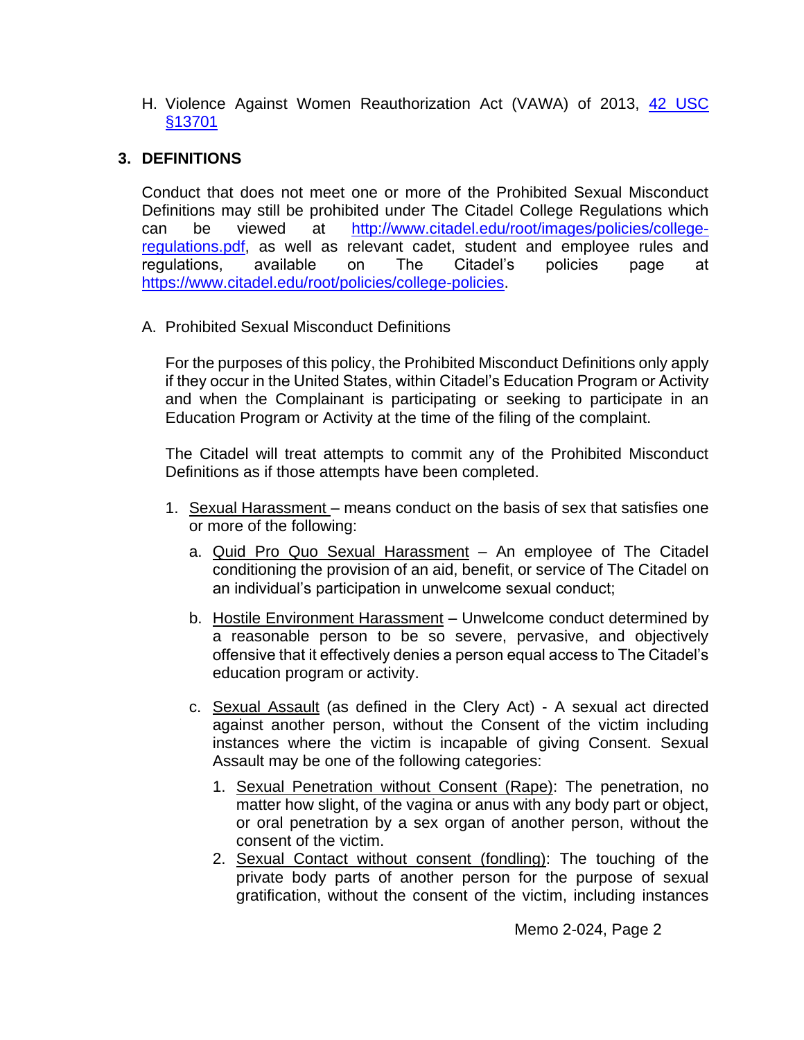H. Violence Against Women Reauthorization Act (VAWA) of 2013, [42 USC §13701](#)

## 3. DEFINITIONS

Conduct that does not meet one or more of the Prohibited Sexual Misconduct Definitions may still be prohibited under The Citadel College Regulations which can be viewed at [http://www.citadel.edu/root/images/policies/college-regulations.pdf](http://www.citadel.edu/root/images/policies/college-regulations.pdf), as well as relevant cadet, student and employee rules and regulations, available on The Citadel's policies page at [https://www.citadel.edu/root/policies/college-policies](https://www.citadel.edu/root/policies/college-policies).

A. Prohibited Sexual Misconduct Definitions

For the purposes of this policy, the Prohibited Misconduct Definitions only apply if they occur in the United States, within Citadel's Education Program or Activity and when the Complainant is participating or seeking to participate in an Education Program or Activity at the time of the filing of the complaint.

The Citadel will treat attempts to commit any of the Prohibited Misconduct Definitions as if those attempts have been completed.

1. Sexual Harassment – means conduct on the basis of sex that satisfies one or more of the following:
   a. Quid Pro Quo Sexual Harassment – An employee of The Citadel conditioning the provision of an aid, benefit, or service of The Citadel on an individual's participation in unwelcome sexual conduct;
   b. Hostile Environment Harassment – Unwelcome conduct determined by a reasonable person to be so severe, pervasive, and objectively offensive that it effectively denies a person equal access to The Citadel's education program or activity.
   c. Sexual Assault (as defined in the Clery Act) - A sexual act directed against another person, without the Consent of the victim including instances where the victim is incapable of giving Consent. Sexual Assault may be one of the following categories:
      1. Sexual Penetration without Consent (Rape): The penetration, no matter how slight, of the vagina or anus with any body part or object, or oral penetration by a sex organ of another person, without the consent of the victim.
      2. Sexual Contact without consent (fondling): The touching of the private body parts of another person for the purpose of sexual gratification, without the consent of the victim, including instances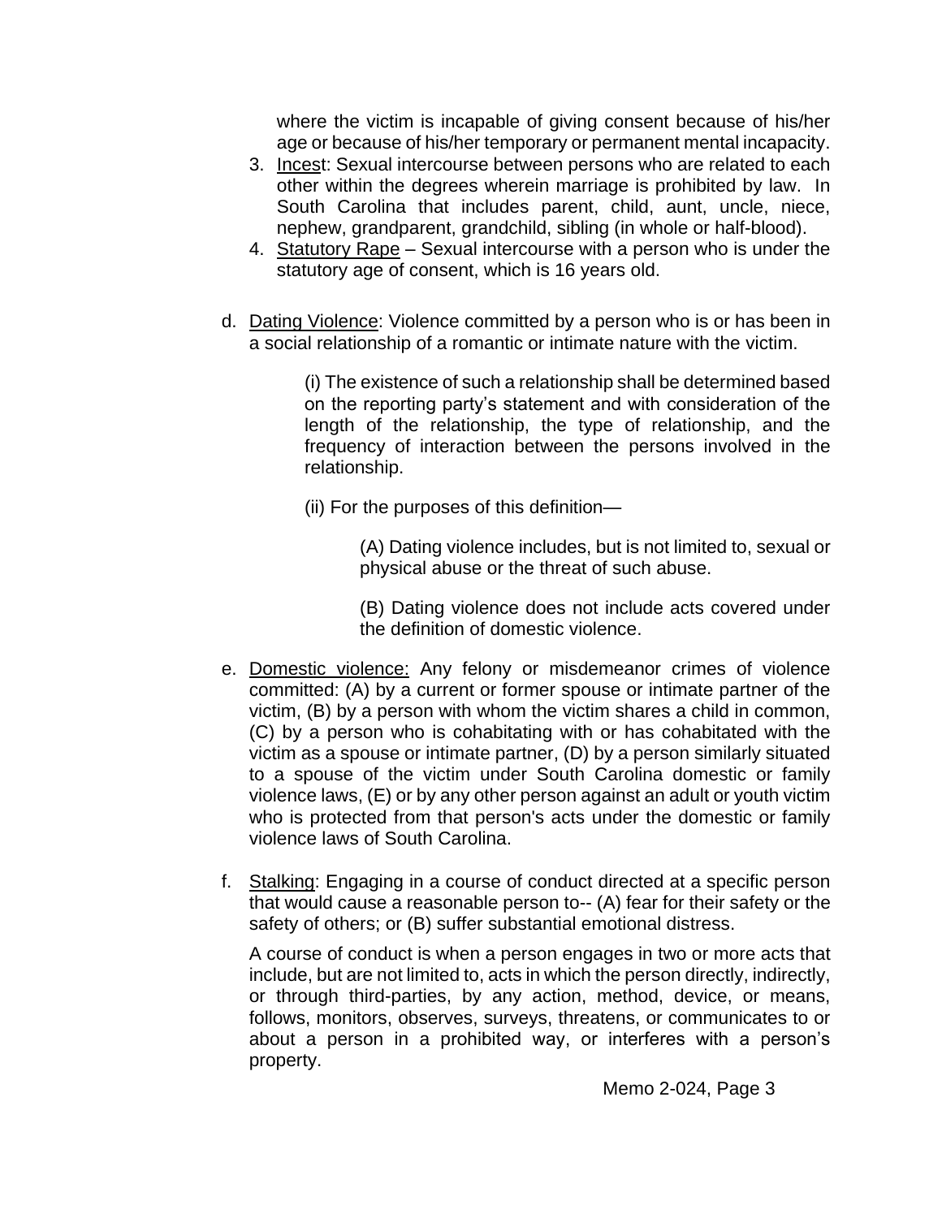where the victim is incapable of giving consent because of his/her age or because of his/her temporary or permanent mental incapacity.

3. <u>Incest</u>: Sexual intercourse between persons who are related to each other within the degrees wherein marriage is prohibited by law. In South Carolina that includes parent, child, aunt, uncle, niece, nephew, grandparent, grandchild, sibling (in whole or half-blood).
4. <u>Statutory Rape</u> – Sexual intercourse with a person who is under the statutory age of consent, which is 16 years old.

d. <u>Dating Violence</u>: Violence committed by a person who is or has been in a social relationship of a romantic or intimate nature with the victim.

   (i) The existence of such a relationship shall be determined based on the reporting party's statement and with consideration of the length of the relationship, the type of relationship, and the frequency of interaction between the persons involved in the relationship.

   (ii) For the purposes of this definition—

   (A) Dating violence includes, but is not limited to, sexual or physical abuse or the threat of such abuse.

   (B) Dating violence does not include acts covered under the definition of domestic violence.

e. <u>Domestic violence:</u> Any felony or misdemeanor crimes of violence committed: (A) by a current or former spouse or intimate partner of the victim, (B) by a person with whom the victim shares a child in common, (C) by a person who is cohabitating with or has cohabitated with the victim as a spouse or intimate partner, (D) by a person similarly situated to a spouse of the victim under South Carolina domestic or family violence laws, (E) or by any other person against an adult or youth victim who is protected from that person's acts under the domestic or family violence laws of South Carolina.

f. <u>Stalking</u>: Engaging in a course of conduct directed at a specific person that would cause a reasonable person to-- (A) fear for their safety or the safety of others; or (B) suffer substantial emotional distress.

   A course of conduct is when a person engages in two or more acts that include, but are not limited to, acts in which the person directly, indirectly, or through third-parties, by any action, method, device, or means, follows, monitors, observes, surveys, threatens, or communicates to or about a person in a prohibited way, or interferes with a person's property.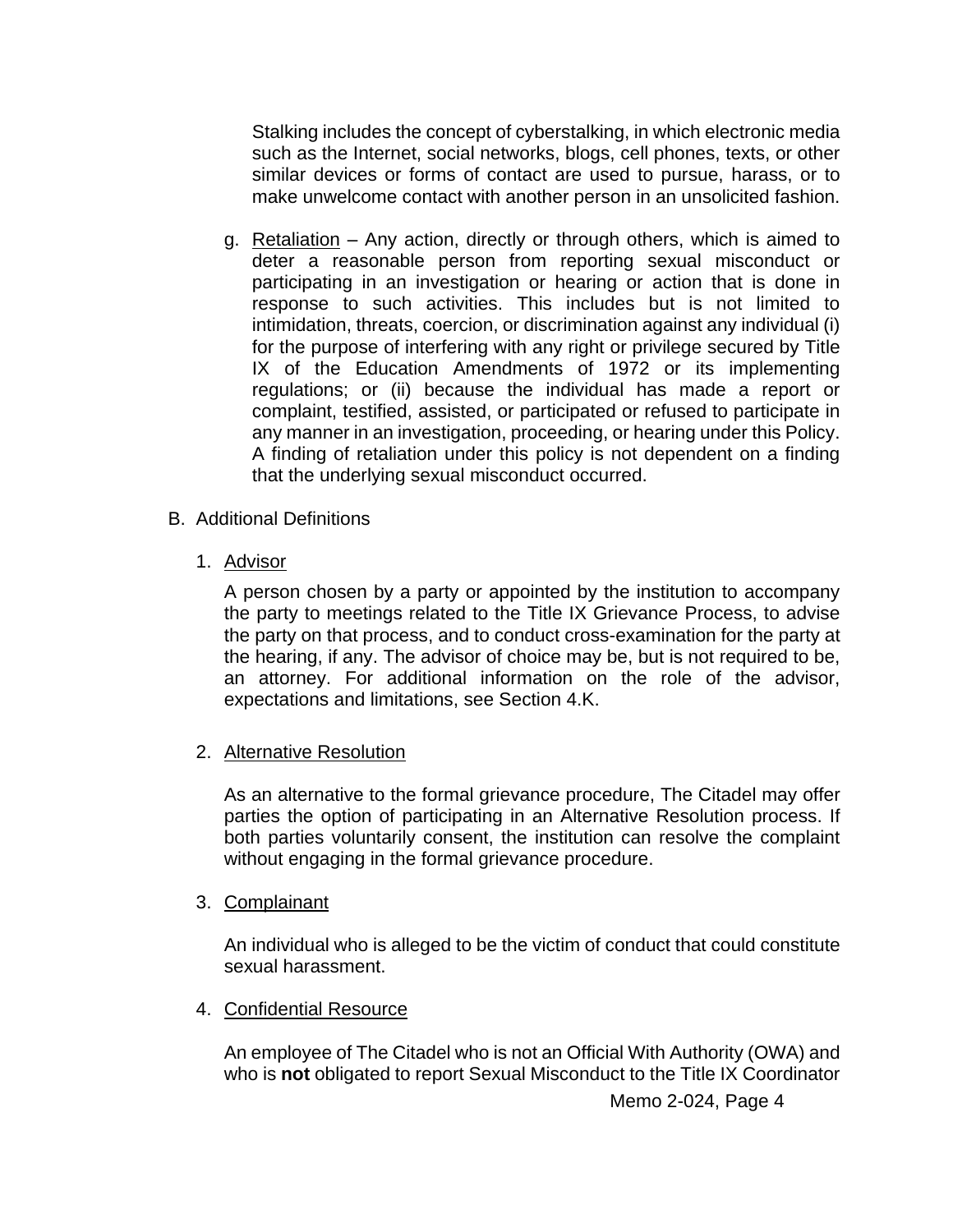Stalking includes the concept of cyberstalking, in which electronic media such as the Internet, social networks, blogs, cell phones, texts, or other similar devices or forms of contact are used to pursue, harass, or to make unwelcome contact with another person in an unsolicited fashion.

g. Retaliation – Any action, directly or through others, which is aimed to deter a reasonable person from reporting sexual misconduct or participating in an investigation or hearing or action that is done in response to such activities. This includes but is not limited to intimidation, threats, coercion, or discrimination against any individual (i) for the purpose of interfering with any right or privilege secured by Title IX of the Education Amendments of 1972 or its implementing regulations; or (ii) because the individual has made a report or complaint, testified, assisted, or participated or refused to participate in any manner in an investigation, proceeding, or hearing under this Policy. A finding of retaliation under this policy is not dependent on a finding that the underlying sexual misconduct occurred.

B. Additional Definitions

1. Advisor

   A person chosen by a party or appointed by the institution to accompany the party to meetings related to the Title IX Grievance Process, to advise the party on that process, and to conduct cross-examination for the party at the hearing, if any. The advisor of choice may be, but is not required to be, an attorney. For additional information on the role of the advisor, expectations and limitations, see Section 4.K.

2. Alternative Resolution

   As an alternative to the formal grievance procedure, The Citadel may offer parties the option of participating in an Alternative Resolution process. If both parties voluntarily consent, the institution can resolve the complaint without engaging in the formal grievance procedure.

3. Complainant

   An individual who is alleged to be the victim of conduct that could constitute sexual harassment.

4. Confidential Resource

   An employee of The Citadel who is not an Official With Authority (OWA) and who is **not** obligated to report Sexual Misconduct to the Title IX Coordinator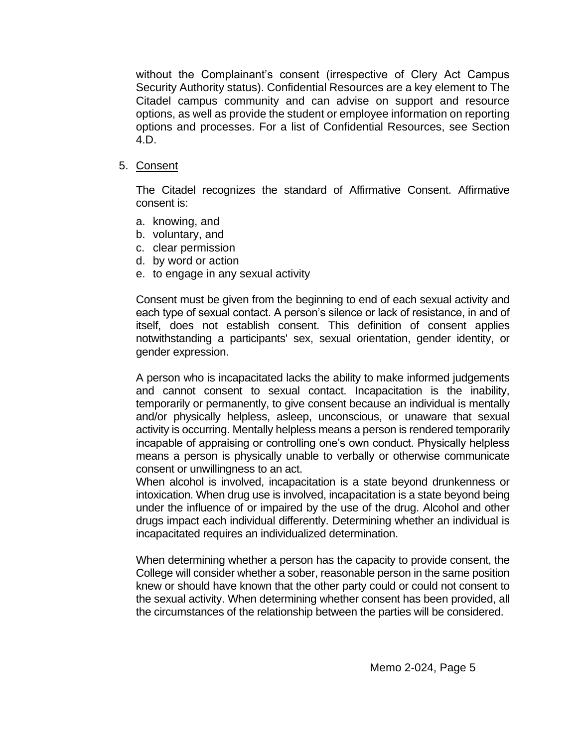without the Complainant's consent (irrespective of Clery Act Campus Security Authority status). Confidential Resources are a key element to The Citadel campus community and can advise on support and resource options, as well as provide the student or employee information on reporting options and processes. For a list of Confidential Resources, see Section 4.D.

5. Consent

The Citadel recognizes the standard of Affirmative Consent. Affirmative consent is:

a. knowing, and
b. voluntary, and
c. clear permission
d. by word or action
e. to engage in any sexual activity

Consent must be given from the beginning to end of each sexual activity and each type of sexual contact. A person's silence or lack of resistance, in and of itself, does not establish consent. This definition of consent applies notwithstanding a participants' sex, sexual orientation, gender identity, or gender expression.

A person who is incapacitated lacks the ability to make informed judgements and cannot consent to sexual contact. Incapacitation is the inability, temporarily or permanently, to give consent because an individual is mentally and/or physically helpless, asleep, unconscious, or unaware that sexual activity is occurring. Mentally helpless means a person is rendered temporarily incapable of appraising or controlling one's own conduct. Physically helpless means a person is physically unable to verbally or otherwise communicate consent or unwillingness to an act.
When alcohol is involved, incapacitation is a state beyond drunkenness or intoxication. When drug use is involved, incapacitation is a state beyond being under the influence of or impaired by the use of the drug. Alcohol and other drugs impact each individual differently. Determining whether an individual is incapacitated requires an individualized determination.

When determining whether a person has the capacity to provide consent, the College will consider whether a sober, reasonable person in the same position knew or should have known that the other party could or could not consent to the sexual activity. When determining whether consent has been provided, all the circumstances of the relationship between the parties will be considered.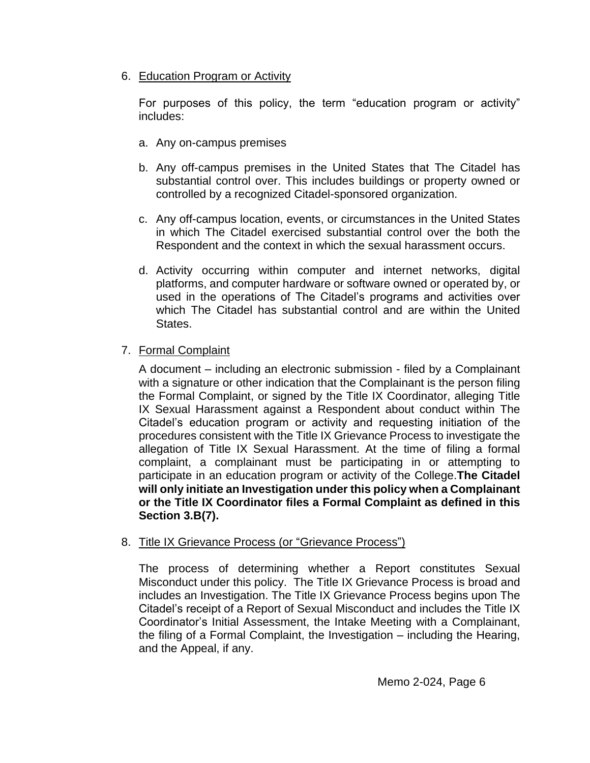6. Education Program or Activity

   For purposes of this policy, the term "education program or activity" includes:

   a. Any on-campus premises

   b. Any off-campus premises in the United States that The Citadel has substantial control over. This includes buildings or property owned or controlled by a recognized Citadel-sponsored organization.

   c. Any off-campus location, events, or circumstances in the United States in which The Citadel exercised substantial control over the both the Respondent and the context in which the sexual harassment occurs.

   d. Activity occurring within computer and internet networks, digital platforms, and computer hardware or software owned or operated by, or used in the operations of The Citadel's programs and activities over which The Citadel has substantial control and are within the United States.

7. Formal Complaint

   A document – including an electronic submission - filed by a Complainant with a signature or other indication that the Complainant is the person filing the Formal Complaint, or signed by the Title IX Coordinator, alleging Title IX Sexual Harassment against a Respondent about conduct within The Citadel's education program or activity and requesting initiation of the procedures consistent with the Title IX Grievance Process to investigate the allegation of Title IX Sexual Harassment. At the time of filing a formal complaint, a complainant must be participating in or attempting to participate in an education program or activity of the College.**The Citadel will only initiate an Investigation under this policy when a Complainant or the Title IX Coordinator files a Formal Complaint as defined in this Section 3.B(7).**

8. Title IX Grievance Process (or "Grievance Process")

   The process of determining whether a Report constitutes Sexual Misconduct under this policy. The Title IX Grievance Process is broad and includes an Investigation. The Title IX Grievance Process begins upon The Citadel's receipt of a Report of Sexual Misconduct and includes the Title IX Coordinator's Initial Assessment, the Intake Meeting with a Complainant, the filing of a Formal Complaint, the Investigation – including the Hearing, and the Appeal, if any.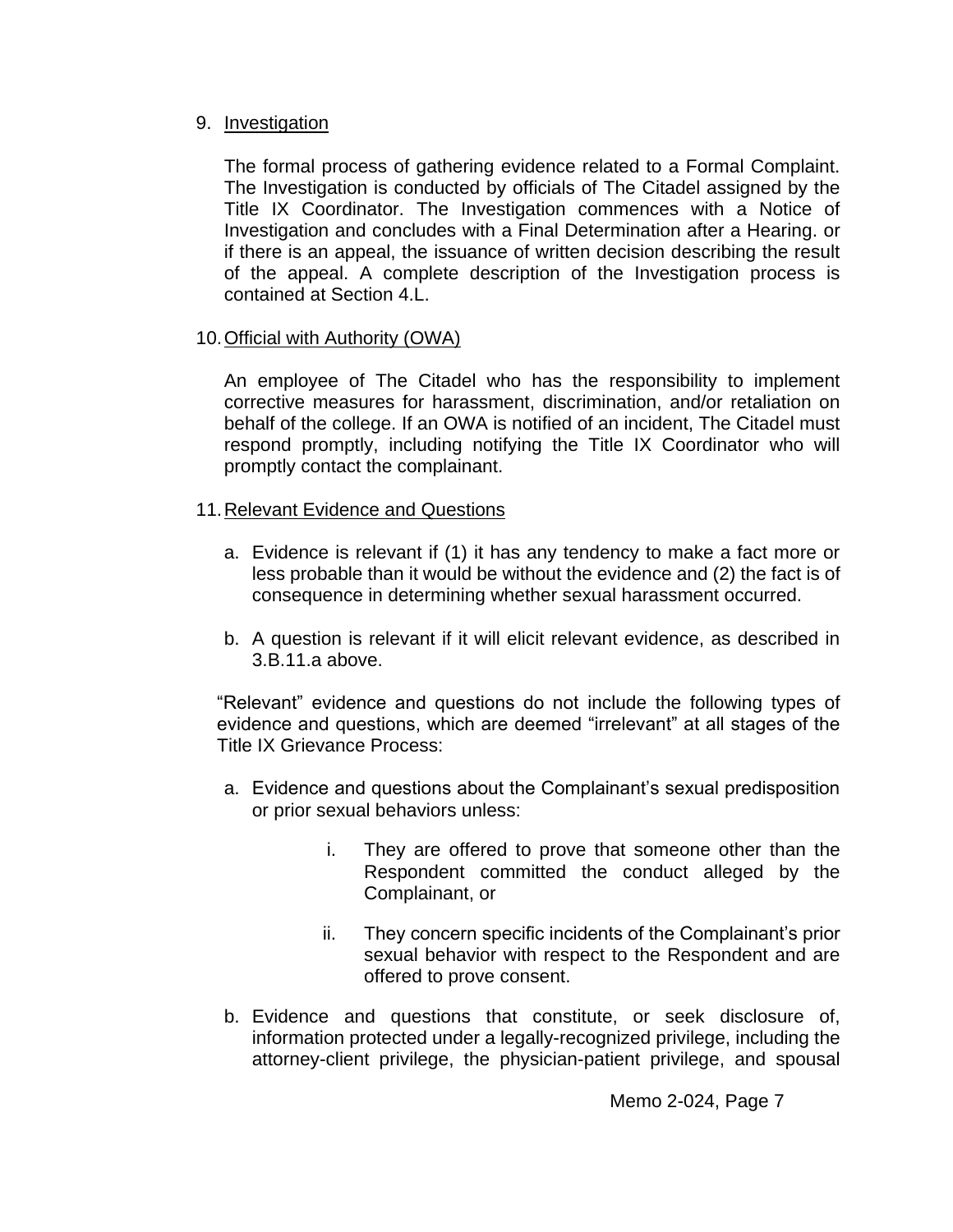9. <u>Investigation</u>

   The formal process of gathering evidence related to a Formal Complaint. The Investigation is conducted by officials of The Citadel assigned by the Title IX Coordinator. The Investigation commences with a Notice of Investigation and concludes with a Final Determination after a Hearing. or if there is an appeal, the issuance of written decision describing the result of the appeal. A complete description of the Investigation process is contained at Section 4.L.

10. <u>Official with Authority (OWA)</u>

    An employee of The Citadel who has the responsibility to implement corrective measures for harassment, discrimination, and/or retaliation on behalf of the college. If an OWA is notified of an incident, The Citadel must respond promptly, including notifying the Title IX Coordinator who will promptly contact the complainant.

11. <u>Relevant Evidence and Questions</u>

    a. Evidence is relevant if (1) it has any tendency to make a fact more or less probable than it would be without the evidence and (2) the fact is of consequence in determining whether sexual harassment occurred.

    b. A question is relevant if it will elicit relevant evidence, as described in 3.B.11.a above.

    "Relevant" evidence and questions do not include the following types of evidence and questions, which are deemed "irrelevant" at all stages of the Title IX Grievance Process:

    a. Evidence and questions about the Complainant's sexual predisposition or prior sexual behaviors unless:

       i. They are offered to prove that someone other than the Respondent committed the conduct alleged by the Complainant, or

       ii. They concern specific incidents of the Complainant's prior sexual behavior with respect to the Respondent and are offered to prove consent.

    b. Evidence and questions that constitute, or seek disclosure of, information protected under a legally-recognized privilege, including the attorney-client privilege, the physician-patient privilege, and spousal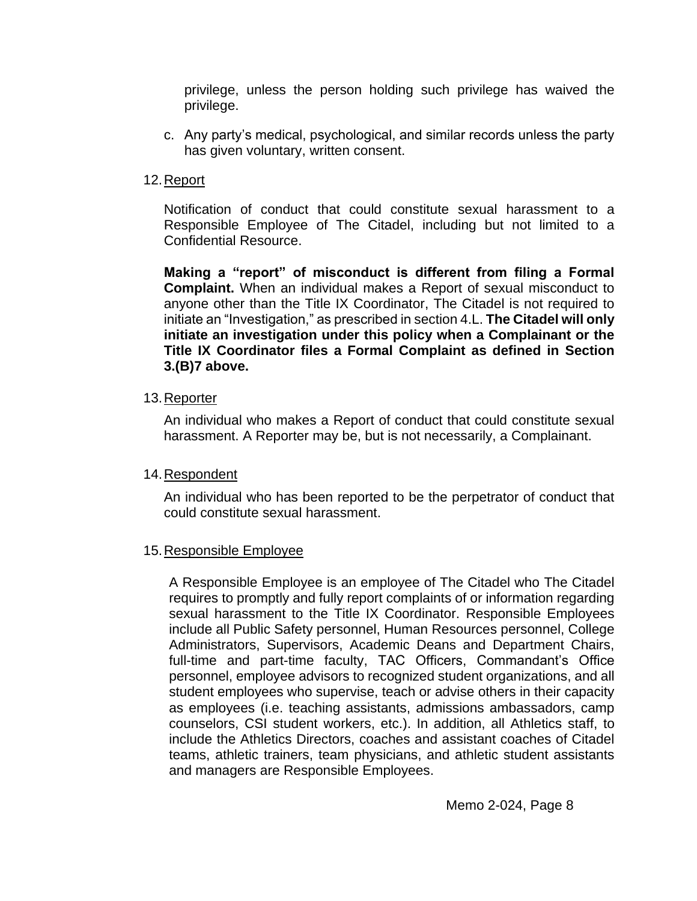privilege, unless the person holding such privilege has waived the privilege.

c. Any party's medical, psychological, and similar records unless the party has given voluntary, written consent.

12. Report

Notification of conduct that could constitute sexual harassment to a Responsible Employee of The Citadel, including but not limited to a Confidential Resource.

**Making a "report" of misconduct is different from filing a Formal Complaint.** When an individual makes a Report of sexual misconduct to anyone other than the Title IX Coordinator, The Citadel is not required to initiate an "Investigation," as prescribed in section 4.L. **The Citadel will only initiate an investigation under this policy when a Complainant or the Title IX Coordinator files a Formal Complaint as defined in Section 3.(B)7 above.**

13. Reporter

An individual who makes a Report of conduct that could constitute sexual harassment. A Reporter may be, but is not necessarily, a Complainant.

14. Respondent

An individual who has been reported to be the perpetrator of conduct that could constitute sexual harassment.

15. Responsible Employee

A Responsible Employee is an employee of The Citadel who The Citadel requires to promptly and fully report complaints of or information regarding sexual harassment to the Title IX Coordinator. Responsible Employees include all Public Safety personnel, Human Resources personnel, College Administrators, Supervisors, Academic Deans and Department Chairs, full-time and part-time faculty, TAC Officers, Commandant's Office personnel, employee advisors to recognized student organizations, and all student employees who supervise, teach or advise others in their capacity as employees (i.e. teaching assistants, admissions ambassadors, camp counselors, CSI student workers, etc.). In addition, all Athletics staff, to include the Athletics Directors, coaches and assistant coaches of Citadel teams, athletic trainers, team physicians, and athletic student assistants and managers are Responsible Employees.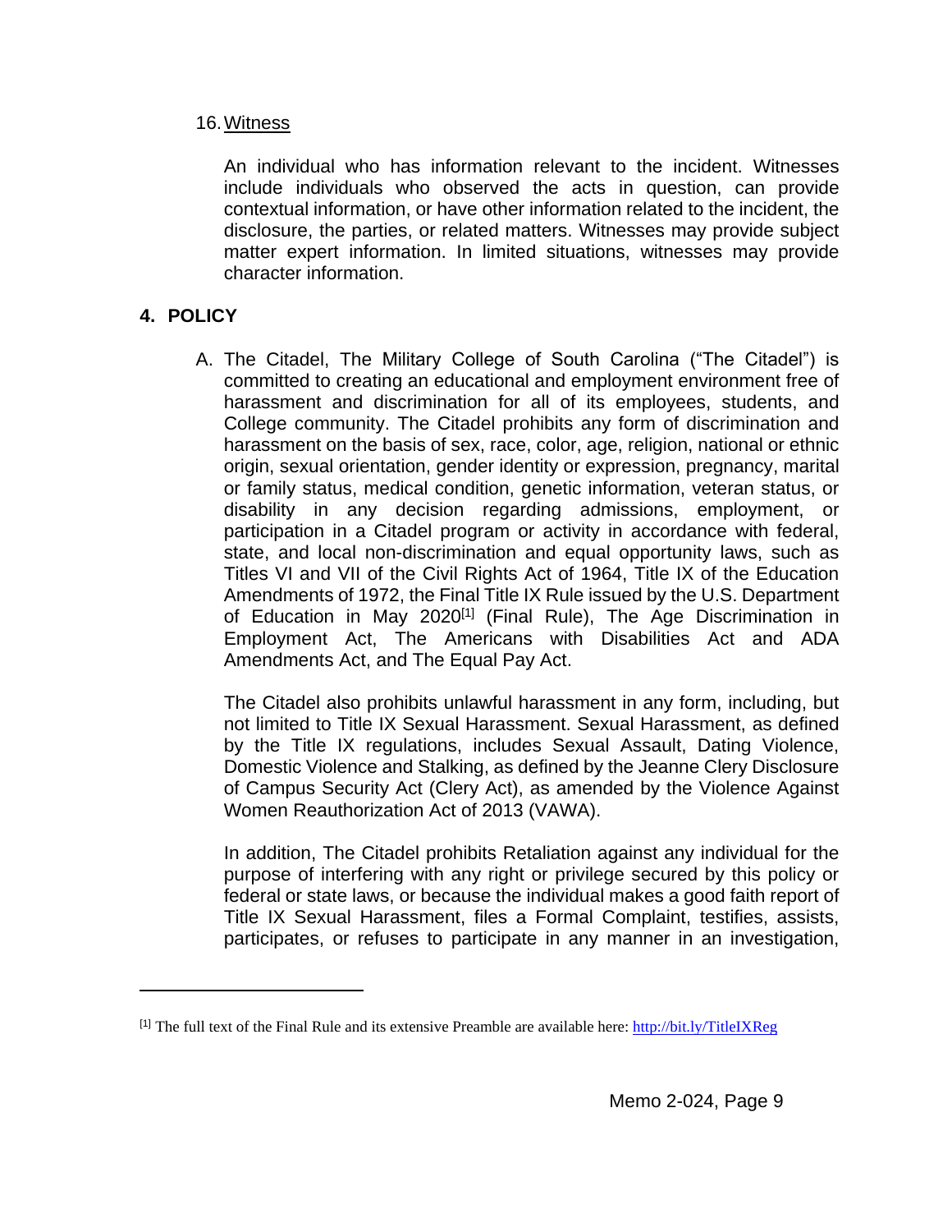16. Witness

An individual who has information relevant to the incident. Witnesses include individuals who observed the acts in question, can provide contextual information, or have other information related to the incident, the disclosure, the parties, or related matters. Witnesses may provide subject matter expert information. In limited situations, witnesses may provide character information.

## 4. POLICY

A. The Citadel, The Military College of South Carolina ("The Citadel") is committed to creating an educational and employment environment free of harassment and discrimination for all of its employees, students, and College community. The Citadel prohibits any form of discrimination and harassment on the basis of sex, race, color, age, religion, national or ethnic origin, sexual orientation, gender identity or expression, pregnancy, marital or family status, medical condition, genetic information, veteran status, or disability in any decision regarding admissions, employment, or participation in a Citadel program or activity in accordance with federal, state, and local non-discrimination and equal opportunity laws, such as Titles VI and VII of the Civil Rights Act of 1964, Title IX of the Education Amendments of 1972, the Final Title IX Rule issued by the U.S. Department of Education in May 2020[1] (Final Rule), The Age Discrimination in Employment Act, The Americans with Disabilities Act and ADA Amendments Act, and The Equal Pay Act.

   The Citadel also prohibits unlawful harassment in any form, including, but not limited to Title IX Sexual Harassment. Sexual Harassment, as defined by the Title IX regulations, includes Sexual Assault, Dating Violence, Domestic Violence and Stalking, as defined by the Jeanne Clery Disclosure of Campus Security Act (Clery Act), as amended by the Violence Against Women Reauthorization Act of 2013 (VAWA).

   In addition, The Citadel prohibits Retaliation against any individual for the purpose of interfering with any right or privilege secured by this policy or federal or state laws, or because the individual makes a good faith report of Title IX Sexual Harassment, files a Formal Complaint, testifies, assists, participates, or refuses to participate in any manner in an investigation,

---

[1] The full text of the Final Rule and its extensive Preamble are available here: http://bit.ly/TitleIXReg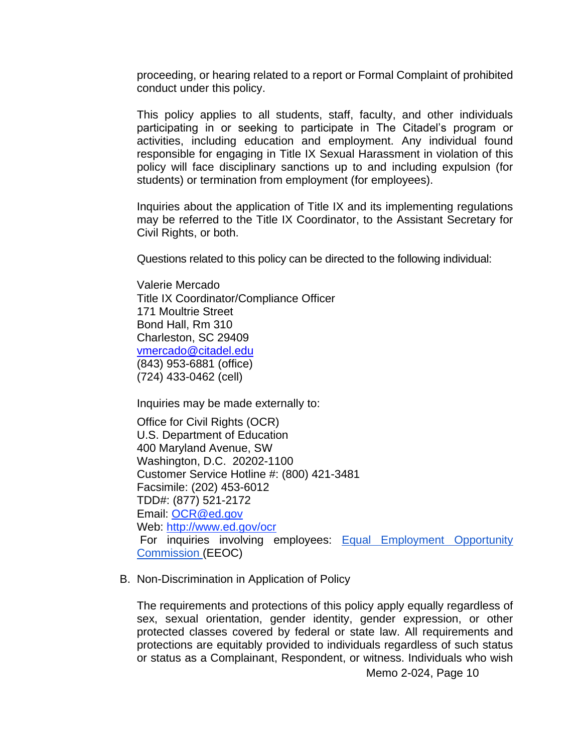proceeding, or hearing related to a report or Formal Complaint of prohibited conduct under this policy.

This policy applies to all students, staff, faculty, and other individuals participating in or seeking to participate in The Citadel's program or activities, including education and employment. Any individual found responsible for engaging in Title IX Sexual Harassment in violation of this policy will face disciplinary sanctions up to and including expulsion (for students) or termination from employment (for employees).

Inquiries about the application of Title IX and its implementing regulations may be referred to the Title IX Coordinator, to the Assistant Secretary for Civil Rights, or both.

Questions related to this policy can be directed to the following individual:

Valerie Mercado
Title IX Coordinator/Compliance Officer
171 Moultrie Street
Bond Hall, Rm 310
Charleston, SC 29409
[vmercado@citadel.edu](mailto:vmercado@citadel.edu)
(843) 953-6881 (office)
(724) 433-0462 (cell)

Inquiries may be made externally to:

Office for Civil Rights (OCR)
U.S. Department of Education
400 Maryland Avenue, SW
Washington, D.C. 20202-1100
Customer Service Hotline #: (800) 421-3481
Facsimile: (202) 453-6012
TDD#: (877) 521-2172
Email: [OCR@ed.gov](mailto:OCR@ed.gov)
Web: [http://www.ed.gov/ocr](http://www.ed.gov/ocr)
For inquiries involving employees: [Equal Employment Opportunity Commission](#) (EEOC)

B. Non-Discrimination in Application of Policy

The requirements and protections of this policy apply equally regardless of sex, sexual orientation, gender identity, gender expression, or other protected classes covered by federal or state law. All requirements and protections are equitably provided to individuals regardless of such status or status as a Complainant, Respondent, or witness. Individuals who wish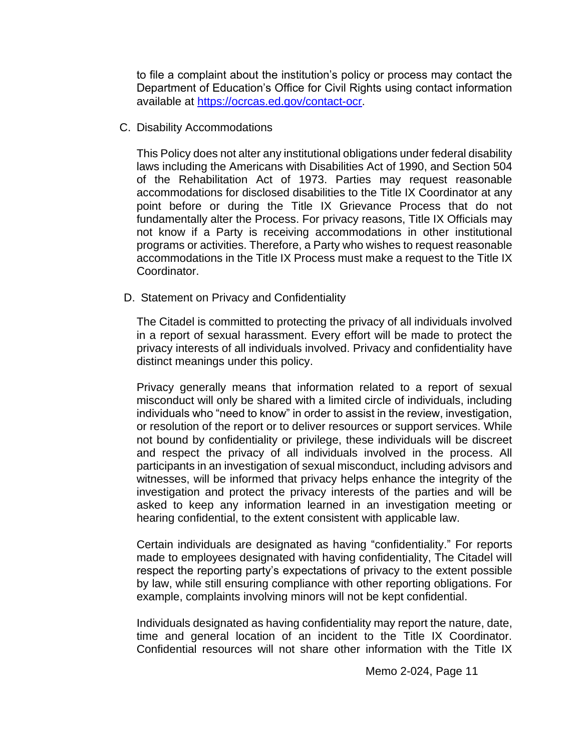to file a complaint about the institution's policy or process may contact the Department of Education's Office for Civil Rights using contact information available at https://ocrcas.ed.gov/contact-ocr.

C. Disability Accommodations

This Policy does not alter any institutional obligations under federal disability laws including the Americans with Disabilities Act of 1990, and Section 504 of the Rehabilitation Act of 1973. Parties may request reasonable accommodations for disclosed disabilities to the Title IX Coordinator at any point before or during the Title IX Grievance Process that do not fundamentally alter the Process. For privacy reasons, Title IX Officials may not know if a Party is receiving accommodations in other institutional programs or activities. Therefore, a Party who wishes to request reasonable accommodations in the Title IX Process must make a request to the Title IX Coordinator.

D. Statement on Privacy and Confidentiality

The Citadel is committed to protecting the privacy of all individuals involved in a report of sexual harassment. Every effort will be made to protect the privacy interests of all individuals involved. Privacy and confidentiality have distinct meanings under this policy.

Privacy generally means that information related to a report of sexual misconduct will only be shared with a limited circle of individuals, including individuals who "need to know" in order to assist in the review, investigation, or resolution of the report or to deliver resources or support services. While not bound by confidentiality or privilege, these individuals will be discreet and respect the privacy of all individuals involved in the process. All participants in an investigation of sexual misconduct, including advisors and witnesses, will be informed that privacy helps enhance the integrity of the investigation and protect the privacy interests of the parties and will be asked to keep any information learned in an investigation meeting or hearing confidential, to the extent consistent with applicable law.

Certain individuals are designated as having "confidentiality." For reports made to employees designated with having confidentiality, The Citadel will respect the reporting party's expectations of privacy to the extent possible by law, while still ensuring compliance with other reporting obligations. For example, complaints involving minors will not be kept confidential.

Individuals designated as having confidentiality may report the nature, date, time and general location of an incident to the Title IX Coordinator. Confidential resources will not share other information with the Title IX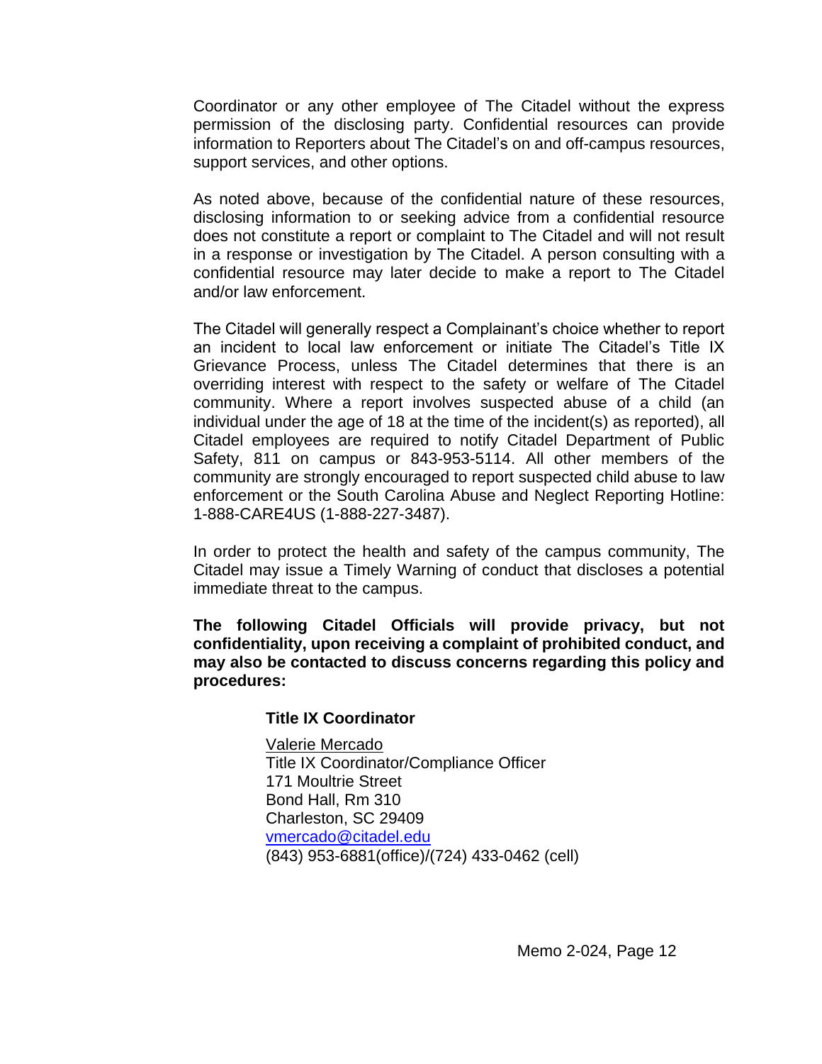Coordinator or any other employee of The Citadel without the express permission of the disclosing party. Confidential resources can provide information to Reporters about The Citadel's on and off-campus resources, support services, and other options.

As noted above, because of the confidential nature of these resources, disclosing information to or seeking advice from a confidential resource does not constitute a report or complaint to The Citadel and will not result in a response or investigation by The Citadel. A person consulting with a confidential resource may later decide to make a report to The Citadel and/or law enforcement.

The Citadel will generally respect a Complainant's choice whether to report an incident to local law enforcement or initiate The Citadel's Title IX Grievance Process, unless The Citadel determines that there is an overriding interest with respect to the safety or welfare of The Citadel community. Where a report involves suspected abuse of a child (an individual under the age of 18 at the time of the incident(s) as reported), all Citadel employees are required to notify Citadel Department of Public Safety, 811 on campus or 843-953-5114. All other members of the community are strongly encouraged to report suspected child abuse to law enforcement or the South Carolina Abuse and Neglect Reporting Hotline: 1-888-CARE4US (1-888-227-3487).

In order to protect the health and safety of the campus community, The Citadel may issue a Timely Warning of conduct that discloses a potential immediate threat to the campus.

**The following Citadel Officials will provide privacy, but not confidentiality, upon receiving a complaint of prohibited conduct, and may also be contacted to discuss concerns regarding this policy and procedures:**

**Title IX Coordinator**

Valerie Mercado
Title IX Coordinator/Compliance Officer
171 Moultrie Street
Bond Hall, Rm 310
Charleston, SC 29409
vmercado@citadel.edu
(843) 953-6881(office)/(724) 433-0462 (cell)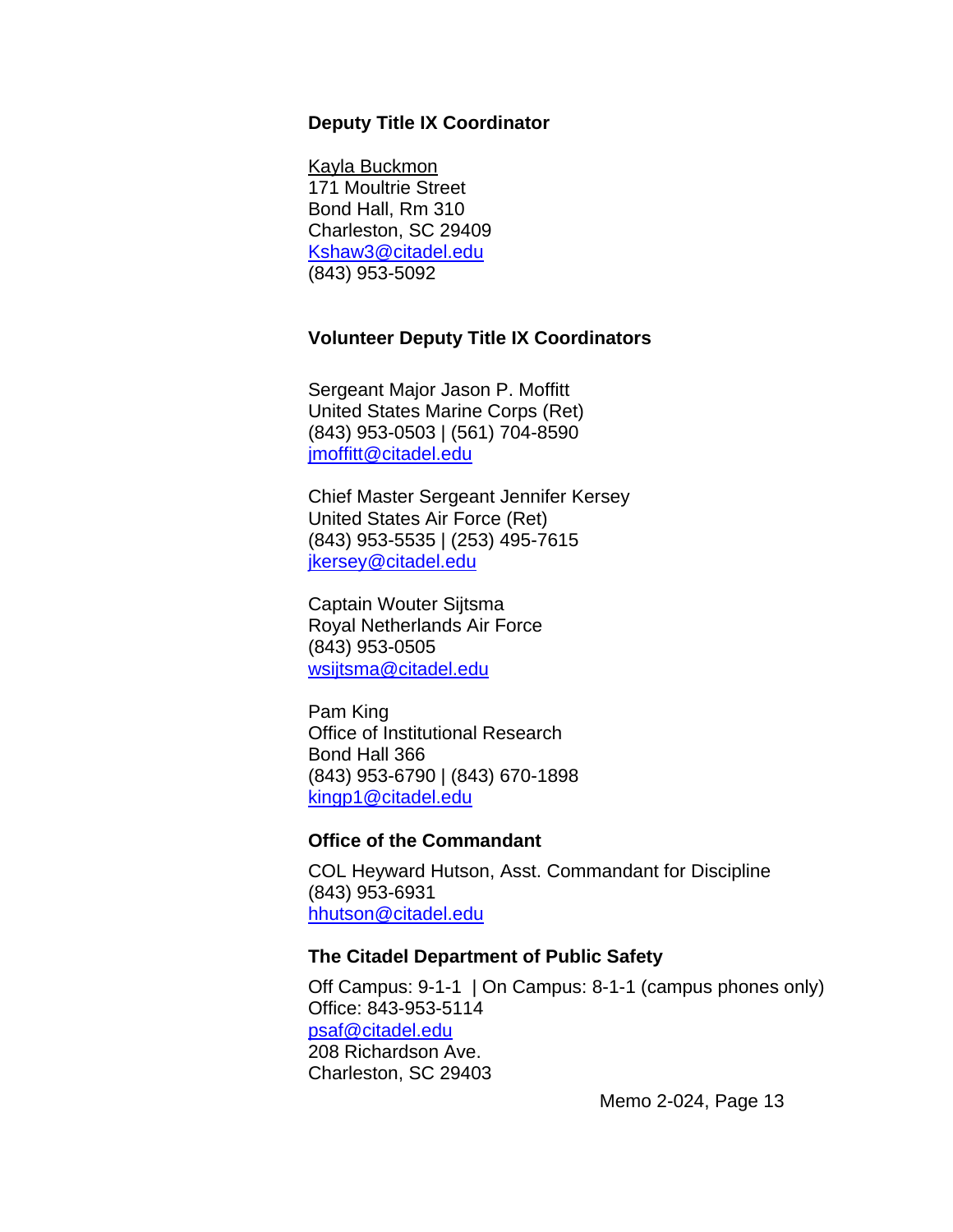**Deputy Title IX Coordinator**

Kayla Buckmon
171 Moultrie Street
Bond Hall, Rm 310
Charleston, SC 29409
Kshaw3@citadel.edu
(843) 953-5092

**Volunteer Deputy Title IX Coordinators**

Sergeant Major Jason P. Moffitt
United States Marine Corps (Ret)
(843) 953-0503 | (561) 704-8590
jmoffitt@citadel.edu

Chief Master Sergeant Jennifer Kersey
United States Air Force (Ret)
(843) 953-5535 | (253) 495-7615
jkersey@citadel.edu

Captain Wouter Sijtsma
Royal Netherlands Air Force
(843) 953-0505
wsijtsma@citadel.edu

Pam King
Office of Institutional Research
Bond Hall 366
(843) 953-6790 | (843) 670-1898
kingp1@citadel.edu

**Office of the Commandant**

COL Heyward Hutson, Asst. Commandant for Discipline
(843) 953-6931
hhutson@citadel.edu

**The Citadel Department of Public Safety**

Off Campus: 9-1-1 | On Campus: 8-1-1 (campus phones only)
Office: 843-953-5114
psaf@citadel.edu
208 Richardson Ave.
Charleston, SC 29403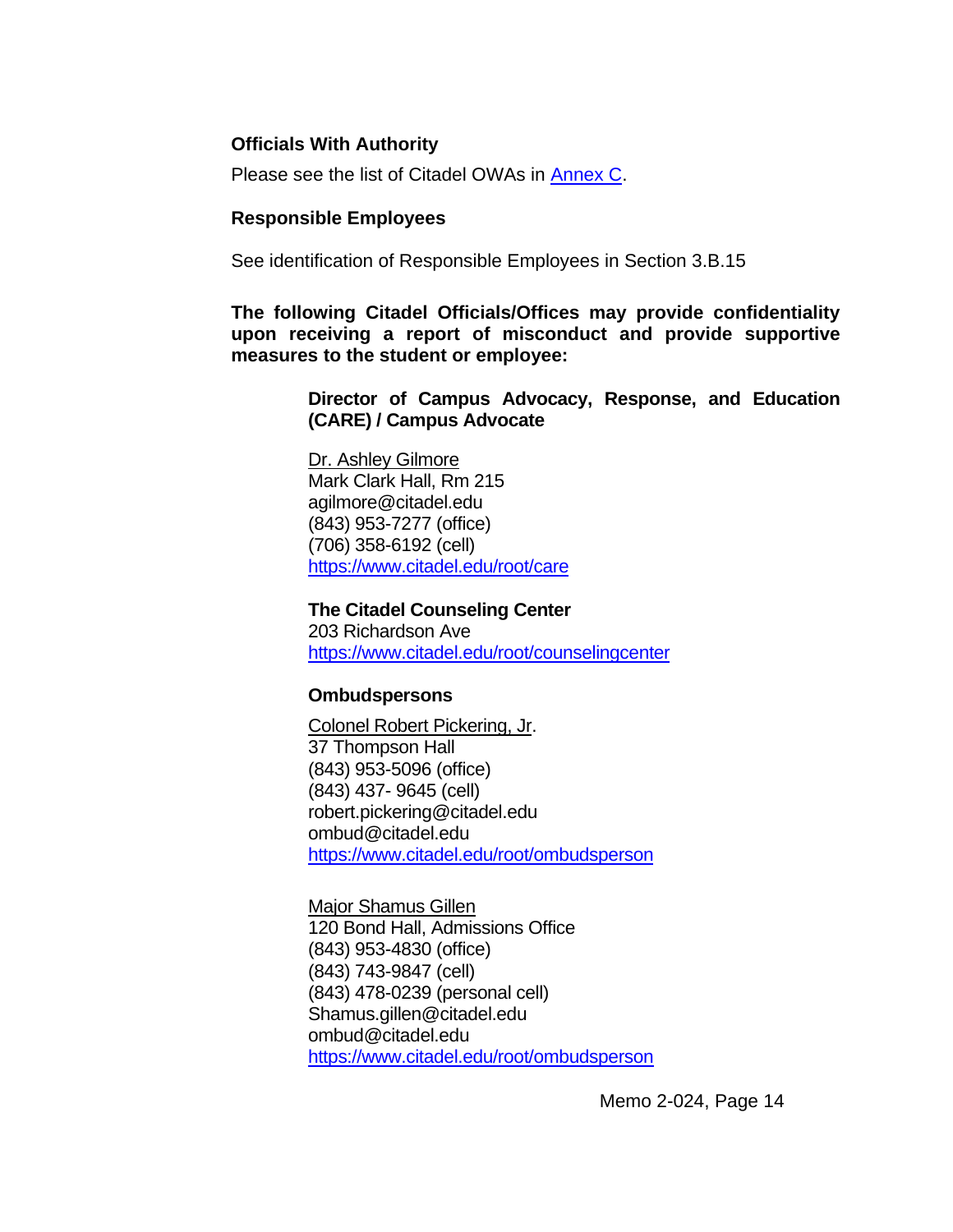**Officials With Authority**

Please see the list of Citadel OWAs in [Annex C](#).

**Responsible Employees**

See identification of Responsible Employees in Section 3.B.15

**The following Citadel Officials/Offices may provide confidentiality upon receiving a report of misconduct and provide supportive measures to the student or employee:**

**Director of Campus Advocacy, Response, and Education (CARE) / Campus Advocate**

Dr. Ashley Gilmore
Mark Clark Hall, Rm 215
agilmore@citadel.edu
(843) 953-7277 (office)
(706) 358-6192 (cell)
https://www.citadel.edu/root/care

**The Citadel Counseling Center**
203 Richardson Ave
https://www.citadel.edu/root/counselingcenter

**Ombudspersons**

Colonel Robert Pickering, Jr.
37 Thompson Hall
(843) 953-5096 (office)
(843) 437- 9645 (cell)
robert.pickering@citadel.edu
ombud@citadel.edu
https://www.citadel.edu/root/ombudsperson

Major Shamus Gillen
120 Bond Hall, Admissions Office
(843) 953-4830 (office)
(843) 743-9847 (cell)
(843) 478-0239 (personal cell)
Shamus.gillen@citadel.edu
ombud@citadel.edu
https://www.citadel.edu/root/ombudsperson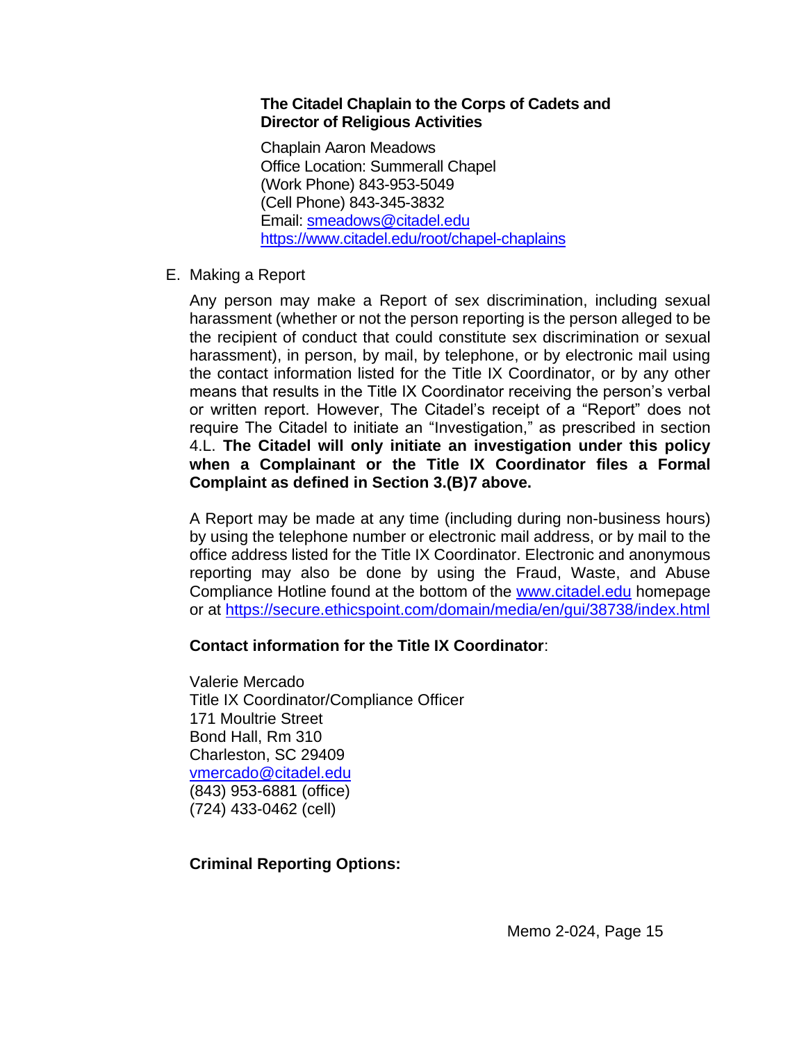**The Citadel Chaplain to the Corps of Cadets and Director of Religious Activities**

Chaplain Aaron Meadows
Office Location: Summerall Chapel
(Work Phone) 843-953-5049
(Cell Phone) 843-345-3832
Email: smeadows@citadel.edu
https://www.citadel.edu/root/chapel-chaplains

E. Making a Report

Any person may make a Report of sex discrimination, including sexual harassment (whether or not the person reporting is the person alleged to be the recipient of conduct that could constitute sex discrimination or sexual harassment), in person, by mail, by telephone, or by electronic mail using the contact information listed for the Title IX Coordinator, or by any other means that results in the Title IX Coordinator receiving the person's verbal or written report. However, The Citadel's receipt of a "Report" does not require The Citadel to initiate an "Investigation," as prescribed in section 4.L. **The Citadel will only initiate an investigation under this policy when a Complainant or the Title IX Coordinator files a Formal Complaint as defined in Section 3.(B)7 above.**

A Report may be made at any time (including during non-business hours) by using the telephone number or electronic mail address, or by mail to the office address listed for the Title IX Coordinator. Electronic and anonymous reporting may also be done by using the Fraud, Waste, and Abuse Compliance Hotline found at the bottom of the www.citadel.edu homepage or at https://secure.ethicspoint.com/domain/media/en/gui/38738/index.html

**Contact information for the Title IX Coordinator**:

Valerie Mercado
Title IX Coordinator/Compliance Officer
171 Moultrie Street
Bond Hall, Rm 310
Charleston, SC 29409
vmercado@citadel.edu
(843) 953-6881 (office)
(724) 433-0462 (cell)

**Criminal Reporting Options:**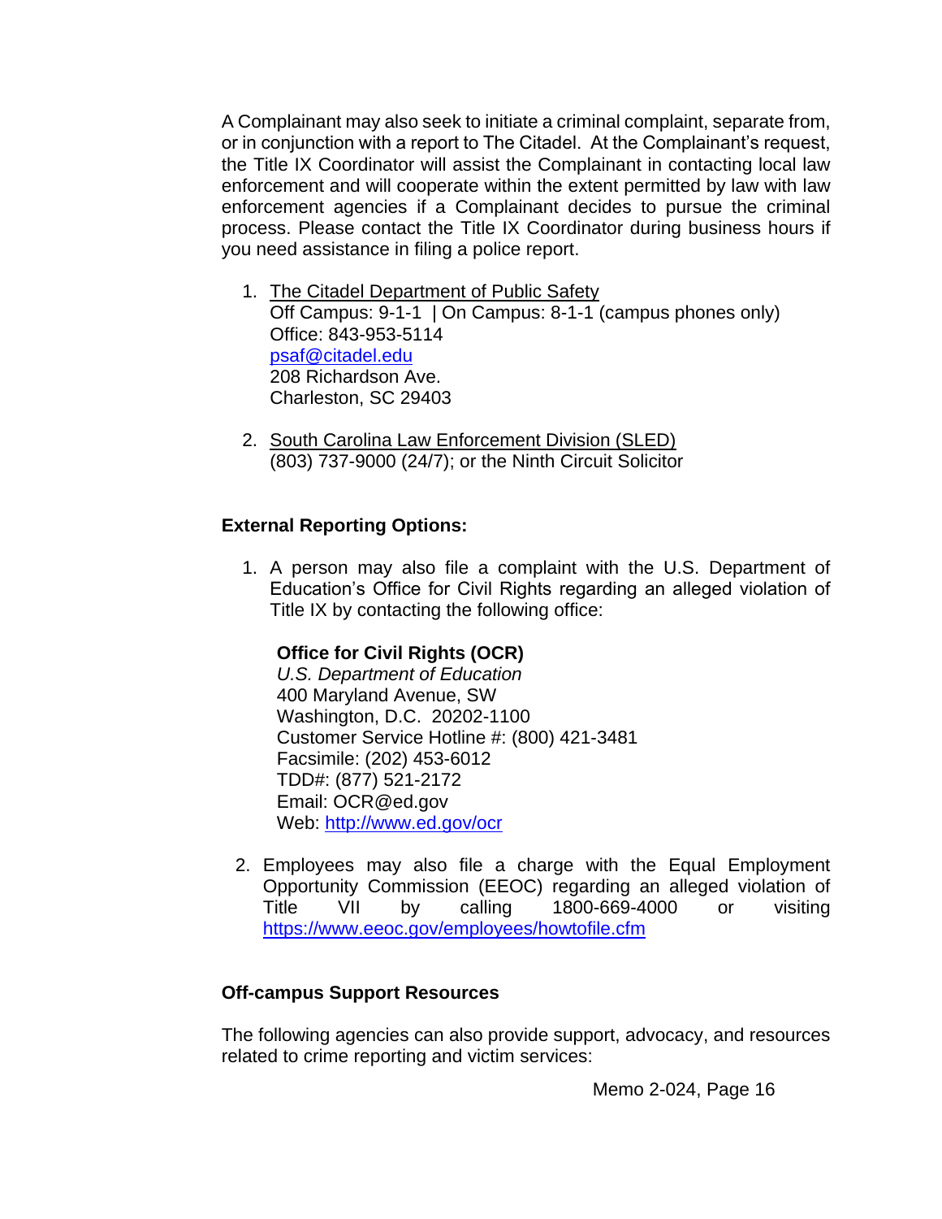A Complainant may also seek to initiate a criminal complaint, separate from, or in conjunction with a report to The Citadel. At the Complainant's request, the Title IX Coordinator will assist the Complainant in contacting local law enforcement and will cooperate within the extent permitted by law with law enforcement agencies if a Complainant decides to pursue the criminal process. Please contact the Title IX Coordinator during business hours if you need assistance in filing a police report.

1. The Citadel Department of Public Safety
   Off Campus: 9-1-1 | On Campus: 8-1-1 (campus phones only)
   Office: 843-953-5114
   psaf@citadel.edu
   208 Richardson Ave.
   Charleston, SC 29403

2. South Carolina Law Enforcement Division (SLED)
   (803) 737-9000 (24/7); or the Ninth Circuit Solicitor

**External Reporting Options:**

1. A person may also file a complaint with the U.S. Department of Education's Office for Civil Rights regarding an alleged violation of Title IX by contacting the following office:

   **Office for Civil Rights (OCR)**
   *U.S. Department of Education*
   400 Maryland Avenue, SW
   Washington, D.C. 20202-1100
   Customer Service Hotline #: (800) 421-3481
   Facsimile: (202) 453-6012
   TDD#: (877) 521-2172
   Email: OCR@ed.gov
   Web: http://www.ed.gov/ocr

2. Employees may also file a charge with the Equal Employment Opportunity Commission (EEOC) regarding an alleged violation of Title VII by calling 1800-669-4000 or visiting https://www.eeoc.gov/employees/howtofile.cfm

**Off-campus Support Resources**

The following agencies can also provide support, advocacy, and resources related to crime reporting and victim services:

Memo 2-024, Page 16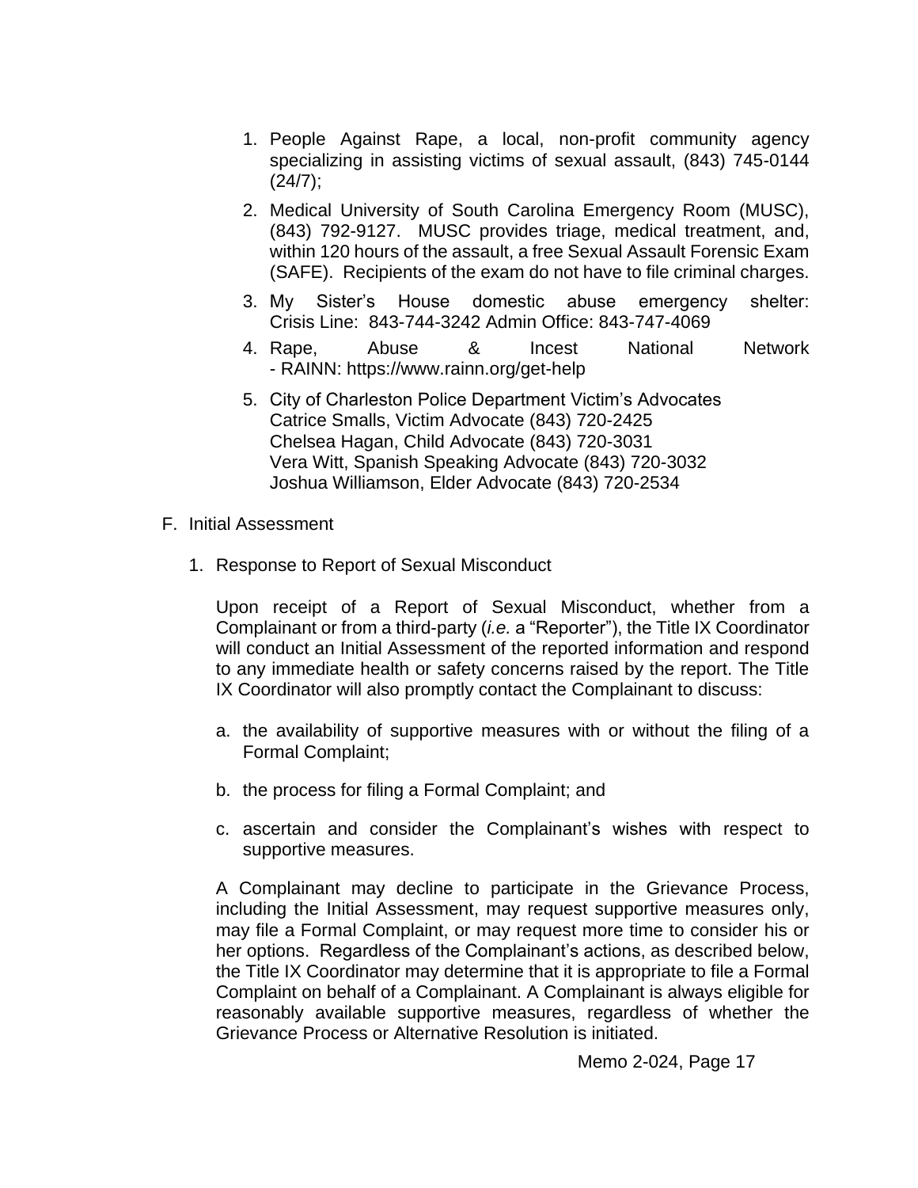1. People Against Rape, a local, non-profit community agency specializing in assisting victims of sexual assault, (843) 745-0144 (24/7);

2. Medical University of South Carolina Emergency Room (MUSC), (843) 792-9127. MUSC provides triage, medical treatment, and, within 120 hours of the assault, a free Sexual Assault Forensic Exam (SAFE). Recipients of the exam do not have to file criminal charges.

3. My Sister's House domestic abuse emergency shelter: Crisis Line: 843-744-3242 Admin Office: 843-747-4069

4. Rape, Abuse & Incest National Network - RAINN: https://www.rainn.org/get-help

5. City of Charleston Police Department Victim's Advocates
   Catrice Smalls, Victim Advocate (843) 720-2425
   Chelsea Hagan, Child Advocate (843) 720-3031
   Vera Witt, Spanish Speaking Advocate (843) 720-3032
   Joshua Williamson, Elder Advocate (843) 720-2534

F. Initial Assessment

1. Response to Report of Sexual Misconduct

Upon receipt of a Report of Sexual Misconduct, whether from a Complainant or from a third-party (*i.e.* a "Reporter"), the Title IX Coordinator will conduct an Initial Assessment of the reported information and respond to any immediate health or safety concerns raised by the report. The Title IX Coordinator will also promptly contact the Complainant to discuss:

a. the availability of supportive measures with or without the filing of a Formal Complaint;

b. the process for filing a Formal Complaint; and

c. ascertain and consider the Complainant's wishes with respect to supportive measures.

A Complainant may decline to participate in the Grievance Process, including the Initial Assessment, may request supportive measures only, may file a Formal Complaint, or may request more time to consider his or her options. Regardless of the Complainant's actions, as described below, the Title IX Coordinator may determine that it is appropriate to file a Formal Complaint on behalf of a Complainant. A Complainant is always eligible for reasonably available supportive measures, regardless of whether the Grievance Process or Alternative Resolution is initiated.

Memo 2-024, Page 17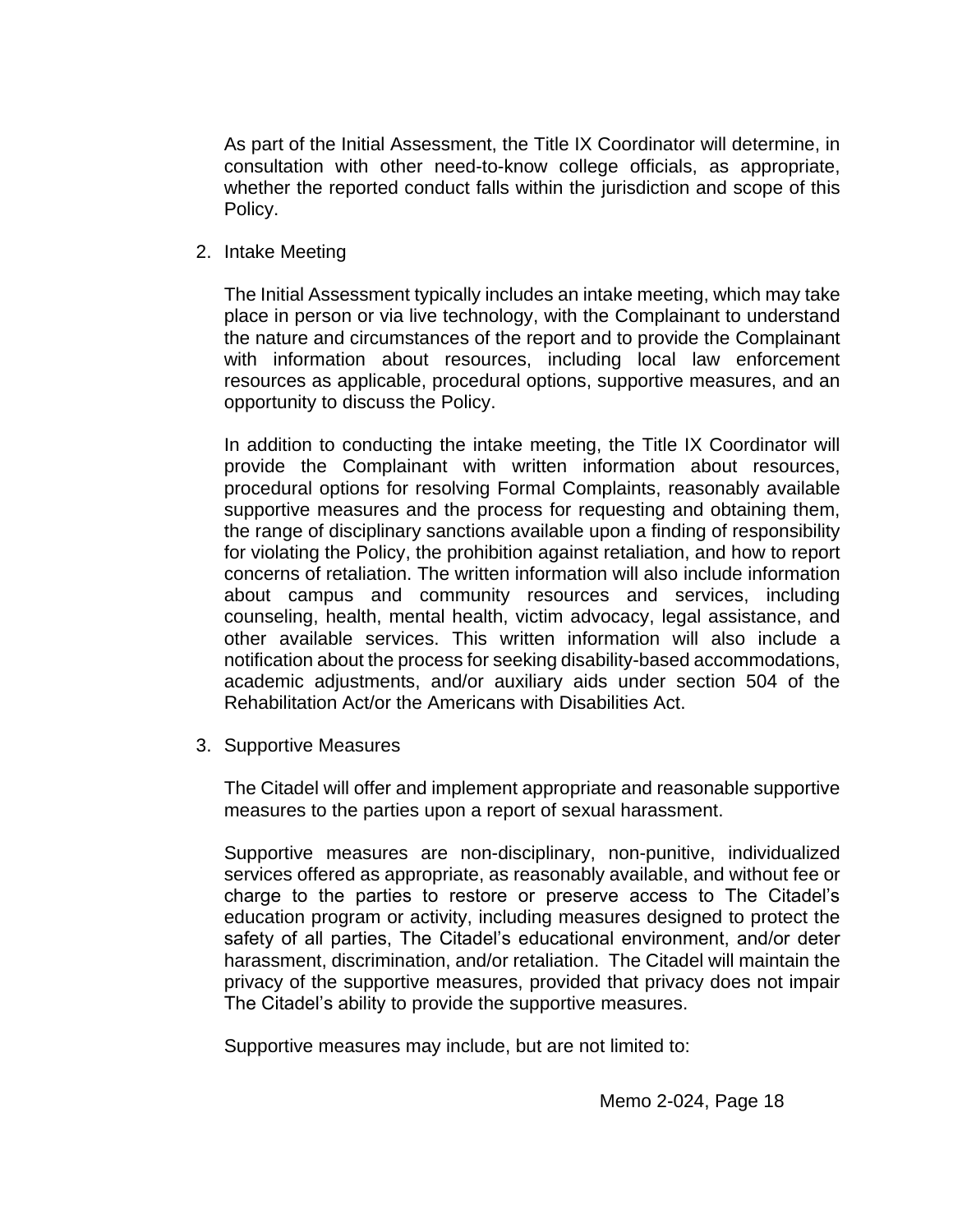As part of the Initial Assessment, the Title IX Coordinator will determine, in consultation with other need-to-know college officials, as appropriate, whether the reported conduct falls within the jurisdiction and scope of this Policy.

2. Intake Meeting

   The Initial Assessment typically includes an intake meeting, which may take place in person or via live technology, with the Complainant to understand the nature and circumstances of the report and to provide the Complainant with information about resources, including local law enforcement resources as applicable, procedural options, supportive measures, and an opportunity to discuss the Policy.

   In addition to conducting the intake meeting, the Title IX Coordinator will provide the Complainant with written information about resources, procedural options for resolving Formal Complaints, reasonably available supportive measures and the process for requesting and obtaining them, the range of disciplinary sanctions available upon a finding of responsibility for violating the Policy, the prohibition against retaliation, and how to report concerns of retaliation. The written information will also include information about campus and community resources and services, including counseling, health, mental health, victim advocacy, legal assistance, and other available services. This written information will also include a notification about the process for seeking disability-based accommodations, academic adjustments, and/or auxiliary aids under section 504 of the Rehabilitation Act/or the Americans with Disabilities Act.

3. Supportive Measures

   The Citadel will offer and implement appropriate and reasonable supportive measures to the parties upon a report of sexual harassment.

   Supportive measures are non-disciplinary, non-punitive, individualized services offered as appropriate, as reasonably available, and without fee or charge to the parties to restore or preserve access to The Citadel's education program or activity, including measures designed to protect the safety of all parties, The Citadel's educational environment, and/or deter harassment, discrimination, and/or retaliation. The Citadel will maintain the privacy of the supportive measures, provided that privacy does not impair The Citadel's ability to provide the supportive measures.

   Supportive measures may include, but are not limited to: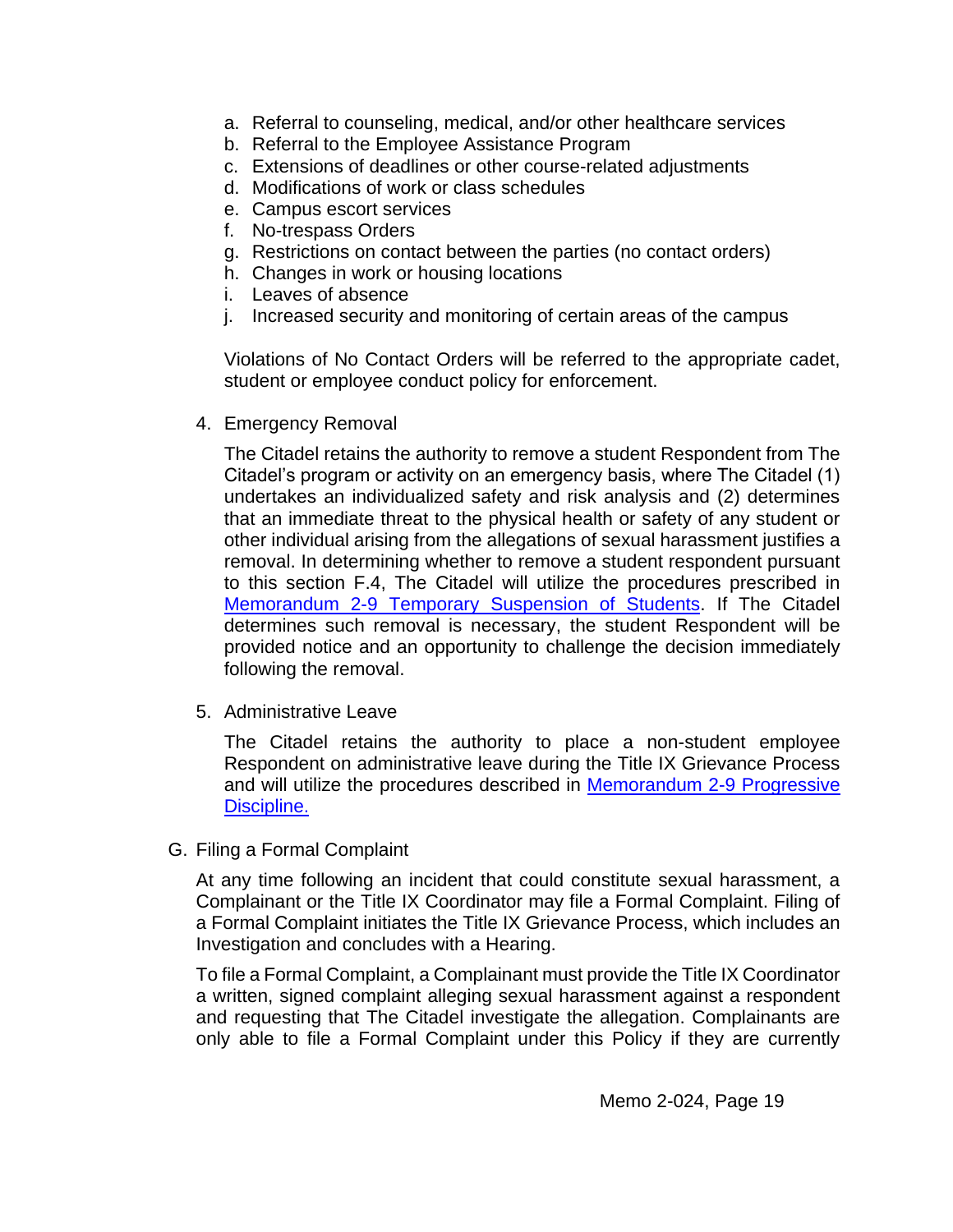a. Referral to counseling, medical, and/or other healthcare services
b. Referral to the Employee Assistance Program
c. Extensions of deadlines or other course-related adjustments
d. Modifications of work or class schedules
e. Campus escort services
f. No-trespass Orders
g. Restrictions on contact between the parties (no contact orders)
h. Changes in work or housing locations
i. Leaves of absence
j. Increased security and monitoring of certain areas of the campus

Violations of No Contact Orders will be referred to the appropriate cadet, student or employee conduct policy for enforcement.

4. Emergency Removal

The Citadel retains the authority to remove a student Respondent from The Citadel's program or activity on an emergency basis, where The Citadel (1) undertakes an individualized safety and risk analysis and (2) determines that an immediate threat to the physical health or safety of any student or other individual arising from the allegations of sexual harassment justifies a removal. In determining whether to remove a student respondent pursuant to this section F.4, The Citadel will utilize the procedures prescribed in Memorandum 2-9 Temporary Suspension of Students. If The Citadel determines such removal is necessary, the student Respondent will be provided notice and an opportunity to challenge the decision immediately following the removal.

5. Administrative Leave

The Citadel retains the authority to place a non-student employee Respondent on administrative leave during the Title IX Grievance Process and will utilize the procedures described in Memorandum 2-9 Progressive Discipline.

G. Filing a Formal Complaint

At any time following an incident that could constitute sexual harassment, a Complainant or the Title IX Coordinator may file a Formal Complaint. Filing of a Formal Complaint initiates the Title IX Grievance Process, which includes an Investigation and concludes with a Hearing.

To file a Formal Complaint, a Complainant must provide the Title IX Coordinator a written, signed complaint alleging sexual harassment against a respondent and requesting that The Citadel investigate the allegation. Complainants are only able to file a Formal Complaint under this Policy if they are currently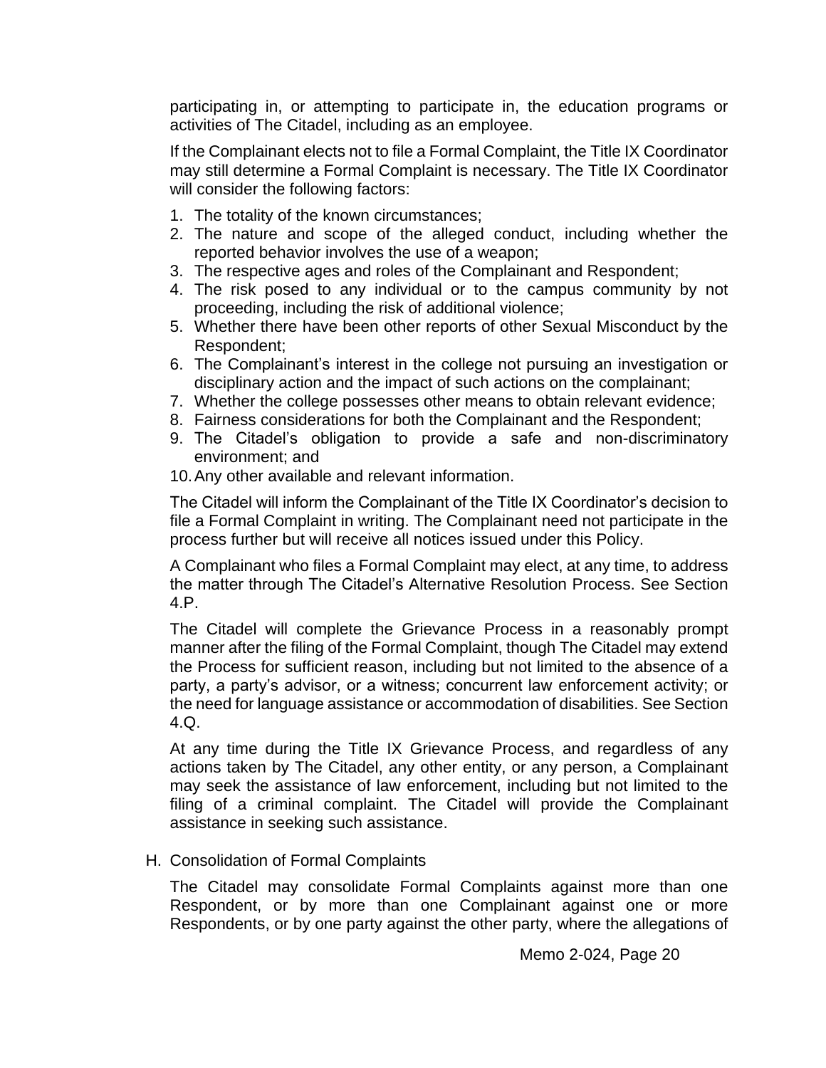participating in, or attempting to participate in, the education programs or activities of The Citadel, including as an employee.

If the Complainant elects not to file a Formal Complaint, the Title IX Coordinator may still determine a Formal Complaint is necessary. The Title IX Coordinator will consider the following factors:

1. The totality of the known circumstances;
2. The nature and scope of the alleged conduct, including whether the reported behavior involves the use of a weapon;
3. The respective ages and roles of the Complainant and Respondent;
4. The risk posed to any individual or to the campus community by not proceeding, including the risk of additional violence;
5. Whether there have been other reports of other Sexual Misconduct by the Respondent;
6. The Complainant's interest in the college not pursuing an investigation or disciplinary action and the impact of such actions on the complainant;
7. Whether the college possesses other means to obtain relevant evidence;
8. Fairness considerations for both the Complainant and the Respondent;
9. The Citadel's obligation to provide a safe and non-discriminatory environment; and
10. Any other available and relevant information.

The Citadel will inform the Complainant of the Title IX Coordinator's decision to file a Formal Complaint in writing. The Complainant need not participate in the process further but will receive all notices issued under this Policy.

A Complainant who files a Formal Complaint may elect, at any time, to address the matter through The Citadel's Alternative Resolution Process. See Section 4.P.

The Citadel will complete the Grievance Process in a reasonably prompt manner after the filing of the Formal Complaint, though The Citadel may extend the Process for sufficient reason, including but not limited to the absence of a party, a party's advisor, or a witness; concurrent law enforcement activity; or the need for language assistance or accommodation of disabilities. See Section 4.Q.

At any time during the Title IX Grievance Process, and regardless of any actions taken by The Citadel, any other entity, or any person, a Complainant may seek the assistance of law enforcement, including but not limited to the filing of a criminal complaint. The Citadel will provide the Complainant assistance in seeking such assistance.

H. Consolidation of Formal Complaints

The Citadel may consolidate Formal Complaints against more than one Respondent, or by more than one Complainant against one or more Respondents, or by one party against the other party, where the allegations of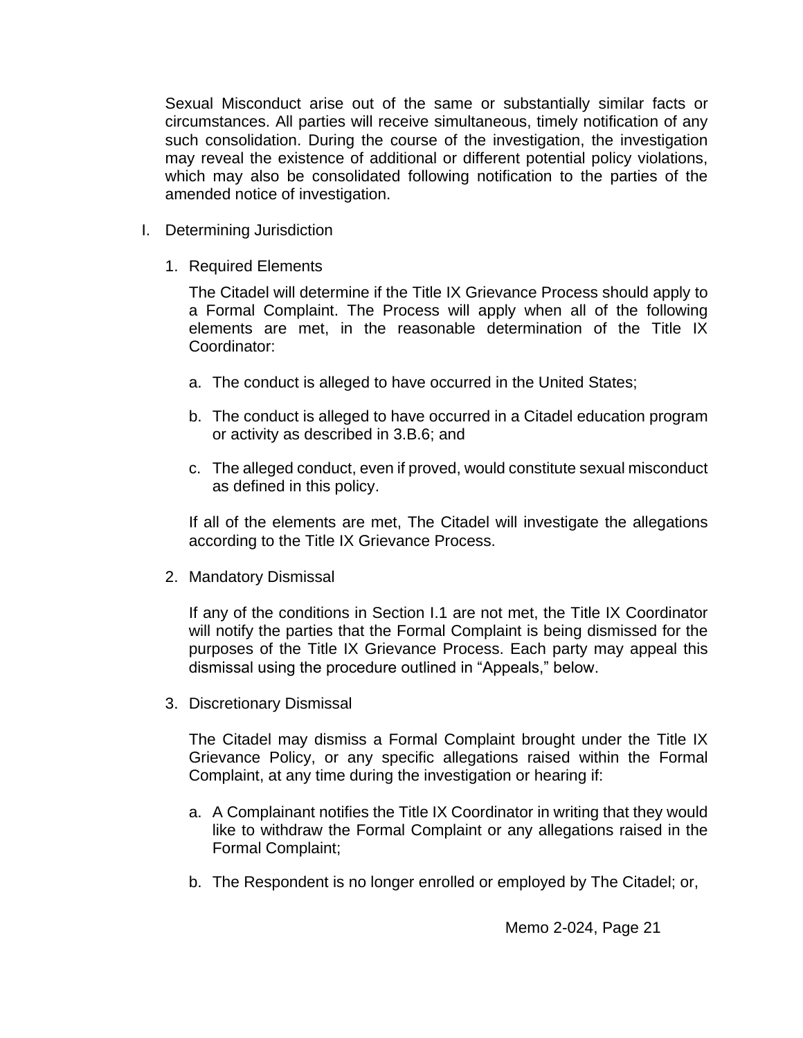Sexual Misconduct arise out of the same or substantially similar facts or circumstances. All parties will receive simultaneous, timely notification of any such consolidation. During the course of the investigation, the investigation may reveal the existence of additional or different potential policy violations, which may also be consolidated following notification to the parties of the amended notice of investigation.

I. Determining Jurisdiction

1. Required Elements

   The Citadel will determine if the Title IX Grievance Process should apply to a Formal Complaint. The Process will apply when all of the following elements are met, in the reasonable determination of the Title IX Coordinator:

   a. The conduct is alleged to have occurred in the United States;

   b. The conduct is alleged to have occurred in a Citadel education program or activity as described in 3.B.6; and

   c. The alleged conduct, even if proved, would constitute sexual misconduct as defined in this policy.

   If all of the elements are met, The Citadel will investigate the allegations according to the Title IX Grievance Process.

2. Mandatory Dismissal

   If any of the conditions in Section I.1 are not met, the Title IX Coordinator will notify the parties that the Formal Complaint is being dismissed for the purposes of the Title IX Grievance Process. Each party may appeal this dismissal using the procedure outlined in "Appeals," below.

3. Discretionary Dismissal

   The Citadel may dismiss a Formal Complaint brought under the Title IX Grievance Policy, or any specific allegations raised within the Formal Complaint, at any time during the investigation or hearing if:

   a. A Complainant notifies the Title IX Coordinator in writing that they would like to withdraw the Formal Complaint or any allegations raised in the Formal Complaint;

   b. The Respondent is no longer enrolled or employed by The Citadel; or,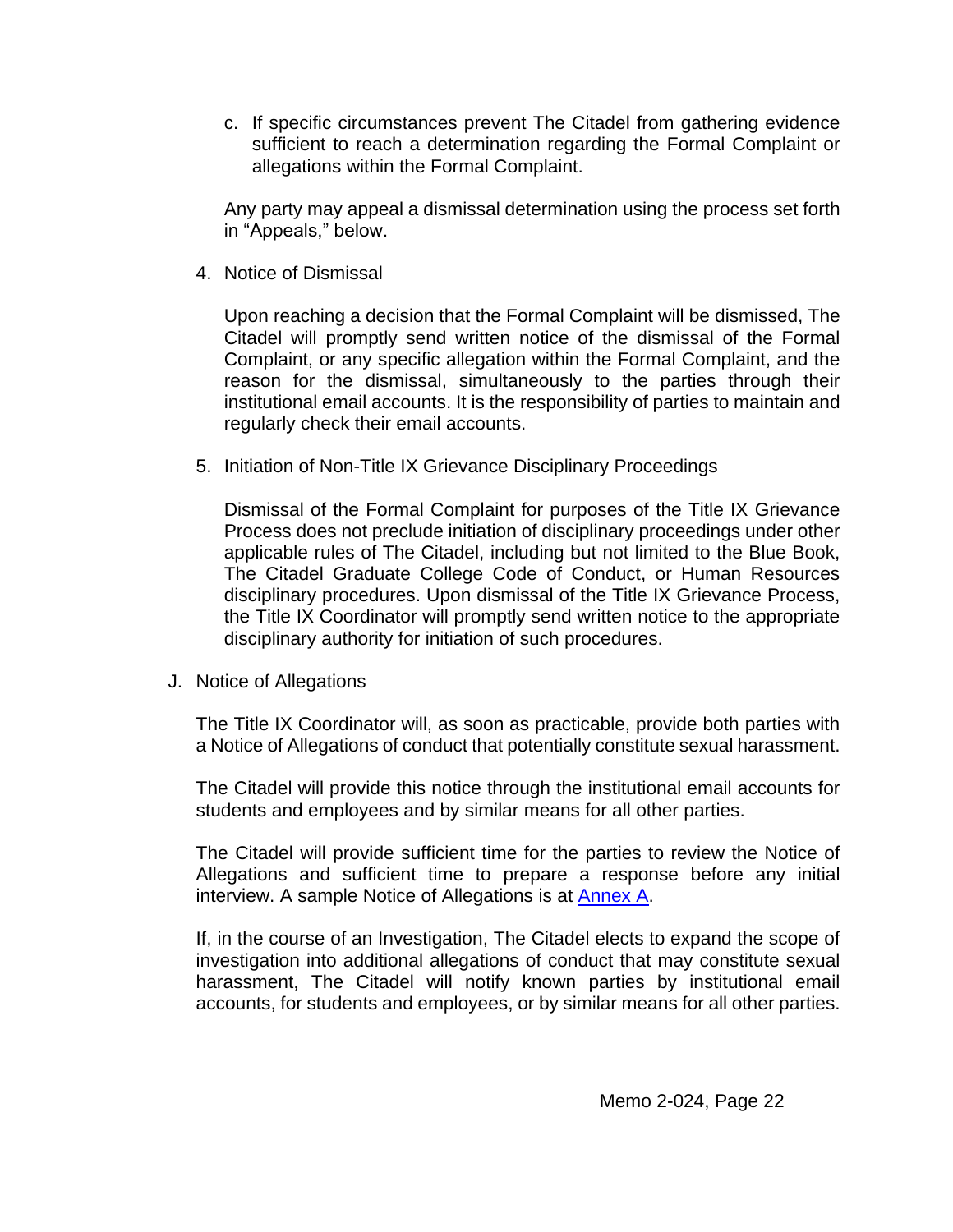c. If specific circumstances prevent The Citadel from gathering evidence sufficient to reach a determination regarding the Formal Complaint or allegations within the Formal Complaint.

Any party may appeal a dismissal determination using the process set forth in "Appeals," below.

4. Notice of Dismissal

Upon reaching a decision that the Formal Complaint will be dismissed, The Citadel will promptly send written notice of the dismissal of the Formal Complaint, or any specific allegation within the Formal Complaint, and the reason for the dismissal, simultaneously to the parties through their institutional email accounts. It is the responsibility of parties to maintain and regularly check their email accounts.

5. Initiation of Non-Title IX Grievance Disciplinary Proceedings

Dismissal of the Formal Complaint for purposes of the Title IX Grievance Process does not preclude initiation of disciplinary proceedings under other applicable rules of The Citadel, including but not limited to the Blue Book, The Citadel Graduate College Code of Conduct, or Human Resources disciplinary procedures. Upon dismissal of the Title IX Grievance Process, the Title IX Coordinator will promptly send written notice to the appropriate disciplinary authority for initiation of such procedures.

J. Notice of Allegations

The Title IX Coordinator will, as soon as practicable, provide both parties with a Notice of Allegations of conduct that potentially constitute sexual harassment.

The Citadel will provide this notice through the institutional email accounts for students and employees and by similar means for all other parties.

The Citadel will provide sufficient time for the parties to review the Notice of Allegations and sufficient time to prepare a response before any initial interview. A sample Notice of Allegations is at Annex A.

If, in the course of an Investigation, The Citadel elects to expand the scope of investigation into additional allegations of conduct that may constitute sexual harassment, The Citadel will notify known parties by institutional email accounts, for students and employees, or by similar means for all other parties.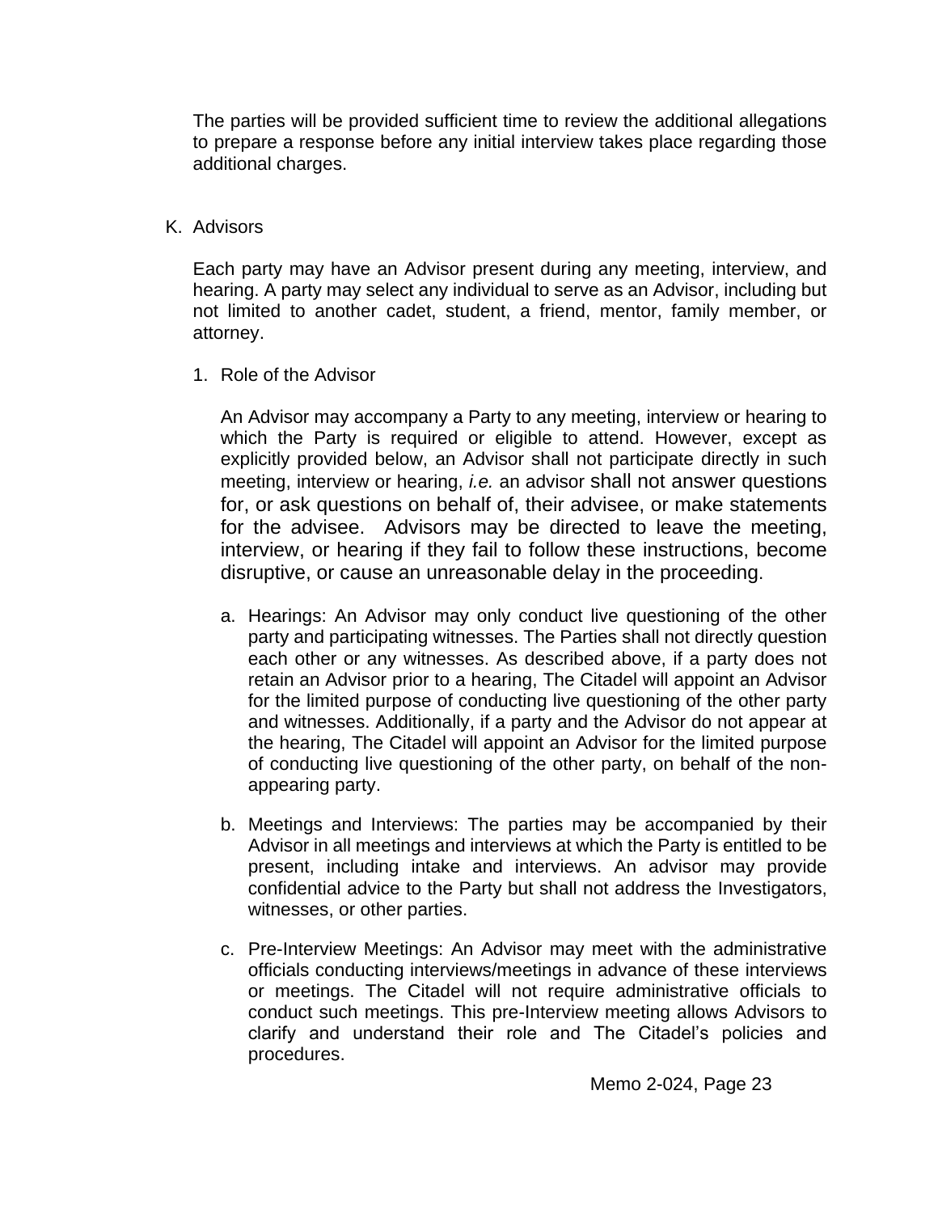The parties will be provided sufficient time to review the additional allegations to prepare a response before any initial interview takes place regarding those additional charges.

K. Advisors

Each party may have an Advisor present during any meeting, interview, and hearing. A party may select any individual to serve as an Advisor, including but not limited to another cadet, student, a friend, mentor, family member, or attorney.

1. Role of the Advisor

   An Advisor may accompany a Party to any meeting, interview or hearing to which the Party is required or eligible to attend. However, except as explicitly provided below, an Advisor shall not participate directly in such meeting, interview or hearing, *i.e.* an advisor shall not answer questions for, or ask questions on behalf of, their advisee, or make statements for the advisee. Advisors may be directed to leave the meeting, interview, or hearing if they fail to follow these instructions, become disruptive, or cause an unreasonable delay in the proceeding.

   a. Hearings: An Advisor may only conduct live questioning of the other party and participating witnesses. The Parties shall not directly question each other or any witnesses. As described above, if a party does not retain an Advisor prior to a hearing, The Citadel will appoint an Advisor for the limited purpose of conducting live questioning of the other party and witnesses. Additionally, if a party and the Advisor do not appear at the hearing, The Citadel will appoint an Advisor for the limited purpose of conducting live questioning of the other party, on behalf of the non-appearing party.

   b. Meetings and Interviews: The parties may be accompanied by their Advisor in all meetings and interviews at which the Party is entitled to be present, including intake and interviews. An advisor may provide confidential advice to the Party but shall not address the Investigators, witnesses, or other parties.

   c. Pre-Interview Meetings: An Advisor may meet with the administrative officials conducting interviews/meetings in advance of these interviews or meetings. The Citadel will not require administrative officials to conduct such meetings. This pre-Interview meeting allows Advisors to clarify and understand their role and The Citadel's policies and procedures.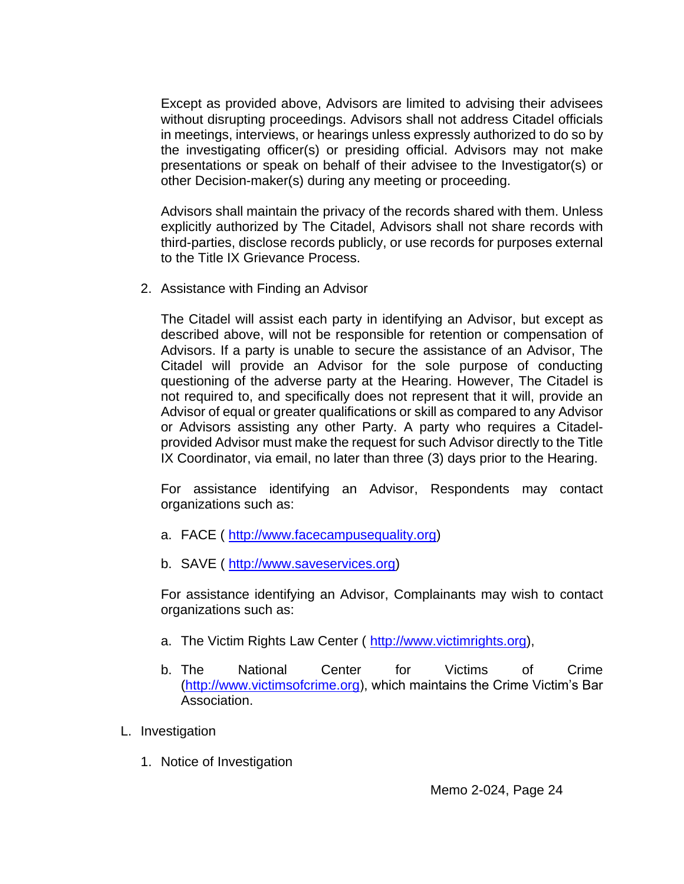Except as provided above, Advisors are limited to advising their advisees without disrupting proceedings. Advisors shall not address Citadel officials in meetings, interviews, or hearings unless expressly authorized to do so by the investigating officer(s) or presiding official. Advisors may not make presentations or speak on behalf of their advisee to the Investigator(s) or other Decision-maker(s) during any meeting or proceeding.

Advisors shall maintain the privacy of the records shared with them. Unless explicitly authorized by The Citadel, Advisors shall not share records with third-parties, disclose records publicly, or use records for purposes external to the Title IX Grievance Process.

2. Assistance with Finding an Advisor

The Citadel will assist each party in identifying an Advisor, but except as described above, will not be responsible for retention or compensation of Advisors. If a party is unable to secure the assistance of an Advisor, The Citadel will provide an Advisor for the sole purpose of conducting questioning of the adverse party at the Hearing. However, The Citadel is not required to, and specifically does not represent that it will, provide an Advisor of equal or greater qualifications or skill as compared to any Advisor or Advisors assisting any other Party. A party who requires a Citadel-provided Advisor must make the request for such Advisor directly to the Title IX Coordinator, via email, no later than three (3) days prior to the Hearing.

For assistance identifying an Advisor, Respondents may contact organizations such as:

a. FACE ( http://www.facecampusequality.org)

b. SAVE ( http://www.saveservices.org)

For assistance identifying an Advisor, Complainants may wish to contact organizations such as:

a. The Victim Rights Law Center ( http://www.victimrights.org),

b. The National Center for Victims of Crime (http://www.victimsofcrime.org), which maintains the Crime Victim's Bar Association.

L. Investigation

1. Notice of Investigation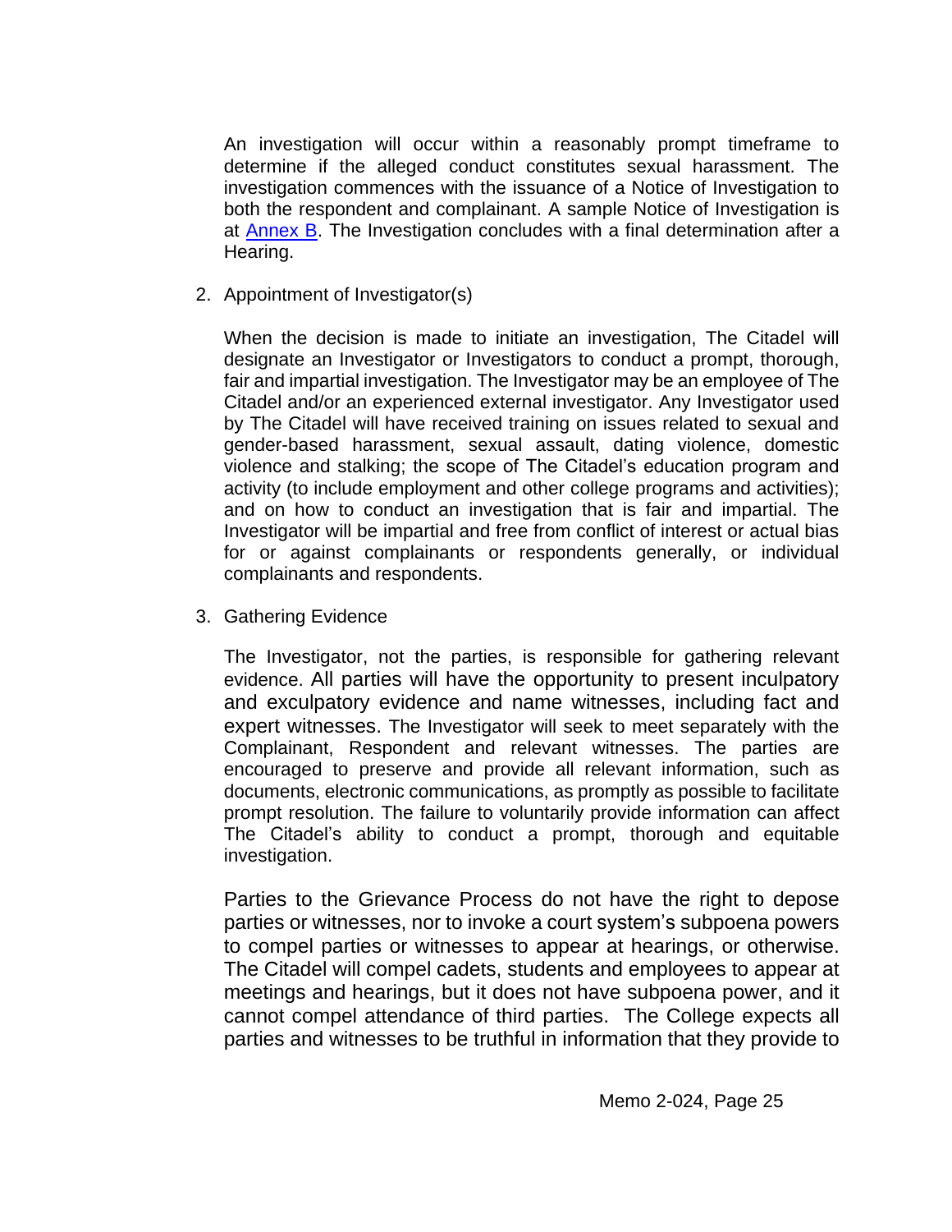An investigation will occur within a reasonably prompt timeframe to determine if the alleged conduct constitutes sexual harassment. The investigation commences with the issuance of a Notice of Investigation to both the respondent and complainant. A sample Notice of Investigation is at Annex B. The Investigation concludes with a final determination after a Hearing.

2. Appointment of Investigator(s)

   When the decision is made to initiate an investigation, The Citadel will designate an Investigator or Investigators to conduct a prompt, thorough, fair and impartial investigation. The Investigator may be an employee of The Citadel and/or an experienced external investigator. Any Investigator used by The Citadel will have received training on issues related to sexual and gender-based harassment, sexual assault, dating violence, domestic violence and stalking; the scope of The Citadel's education program and activity (to include employment and other college programs and activities); and on how to conduct an investigation that is fair and impartial. The Investigator will be impartial and free from conflict of interest or actual bias for or against complainants or respondents generally, or individual complainants and respondents.

3. Gathering Evidence

   The Investigator, not the parties, is responsible for gathering relevant evidence. All parties will have the opportunity to present inculpatory and exculpatory evidence and name witnesses, including fact and expert witnesses. The Investigator will seek to meet separately with the Complainant, Respondent and relevant witnesses. The parties are encouraged to preserve and provide all relevant information, such as documents, electronic communications, as promptly as possible to facilitate prompt resolution. The failure to voluntarily provide information can affect The Citadel's ability to conduct a prompt, thorough and equitable investigation.

   Parties to the Grievance Process do not have the right to depose parties or witnesses, nor to invoke a court system's subpoena powers to compel parties or witnesses to appear at hearings, or otherwise. The Citadel will compel cadets, students and employees to appear at meetings and hearings, but it does not have subpoena power, and it cannot compel attendance of third parties. The College expects all parties and witnesses to be truthful in information that they provide to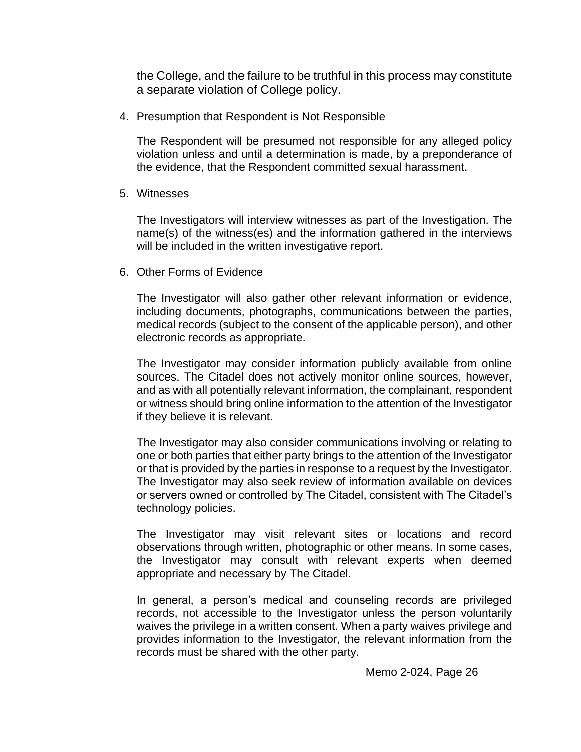the College, and the failure to be truthful in this process may constitute a separate violation of College policy.

4. Presumption that Respondent is Not Responsible

   The Respondent will be presumed not responsible for any alleged policy violation unless and until a determination is made, by a preponderance of the evidence, that the Respondent committed sexual harassment.

5. Witnesses

   The Investigators will interview witnesses as part of the Investigation. The name(s) of the witness(es) and the information gathered in the interviews will be included in the written investigative report.

6. Other Forms of Evidence

   The Investigator will also gather other relevant information or evidence, including documents, photographs, communications between the parties, medical records (subject to the consent of the applicable person), and other electronic records as appropriate.

   The Investigator may consider information publicly available from online sources. The Citadel does not actively monitor online sources, however, and as with all potentially relevant information, the complainant, respondent or witness should bring online information to the attention of the Investigator if they believe it is relevant.

   The Investigator may also consider communications involving or relating to one or both parties that either party brings to the attention of the Investigator or that is provided by the parties in response to a request by the Investigator. The Investigator may also seek review of information available on devices or servers owned or controlled by The Citadel, consistent with The Citadel's technology policies.

   The Investigator may visit relevant sites or locations and record observations through written, photographic or other means. In some cases, the Investigator may consult with relevant experts when deemed appropriate and necessary by The Citadel.

   In general, a person's medical and counseling records are privileged records, not accessible to the Investigator unless the person voluntarily waives the privilege in a written consent. When a party waives privilege and provides information to the Investigator, the relevant information from the records must be shared with the other party.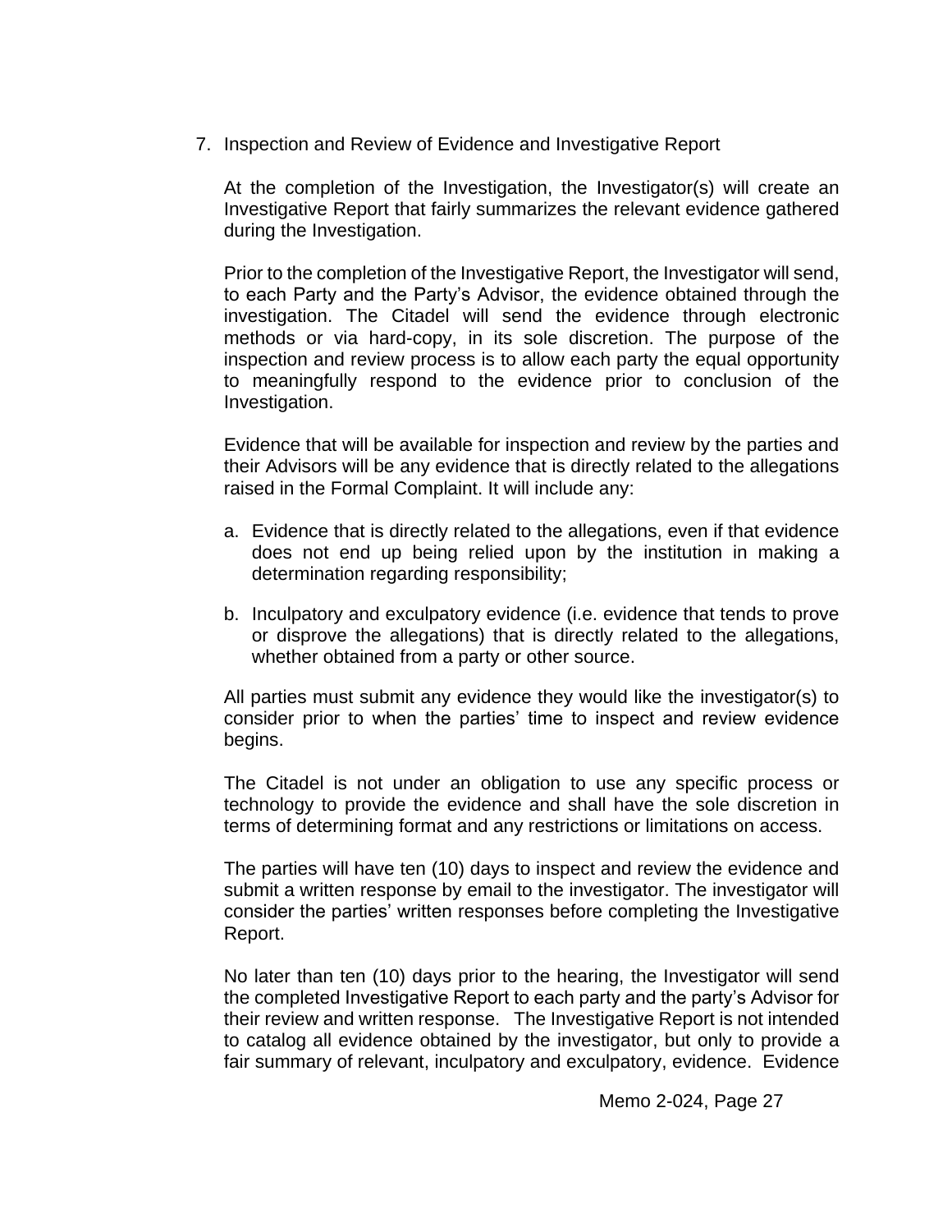7. Inspection and Review of Evidence and Investigative Report

   At the completion of the Investigation, the Investigator(s) will create an Investigative Report that fairly summarizes the relevant evidence gathered during the Investigation.

   Prior to the completion of the Investigative Report, the Investigator will send, to each Party and the Party's Advisor, the evidence obtained through the investigation. The Citadel will send the evidence through electronic methods or via hard-copy, in its sole discretion. The purpose of the inspection and review process is to allow each party the equal opportunity to meaningfully respond to the evidence prior to conclusion of the Investigation.

   Evidence that will be available for inspection and review by the parties and their Advisors will be any evidence that is directly related to the allegations raised in the Formal Complaint. It will include any:

   a. Evidence that is directly related to the allegations, even if that evidence does not end up being relied upon by the institution in making a determination regarding responsibility;

   b. Inculpatory and exculpatory evidence (i.e. evidence that tends to prove or disprove the allegations) that is directly related to the allegations, whether obtained from a party or other source.

   All parties must submit any evidence they would like the investigator(s) to consider prior to when the parties' time to inspect and review evidence begins.

   The Citadel is not under an obligation to use any specific process or technology to provide the evidence and shall have the sole discretion in terms of determining format and any restrictions or limitations on access.

   The parties will have ten (10) days to inspect and review the evidence and submit a written response by email to the investigator. The investigator will consider the parties' written responses before completing the Investigative Report.

   No later than ten (10) days prior to the hearing, the Investigator will send the completed Investigative Report to each party and the party's Advisor for their review and written response. The Investigative Report is not intended to catalog all evidence obtained by the investigator, but only to provide a fair summary of relevant, inculpatory and exculpatory, evidence. Evidence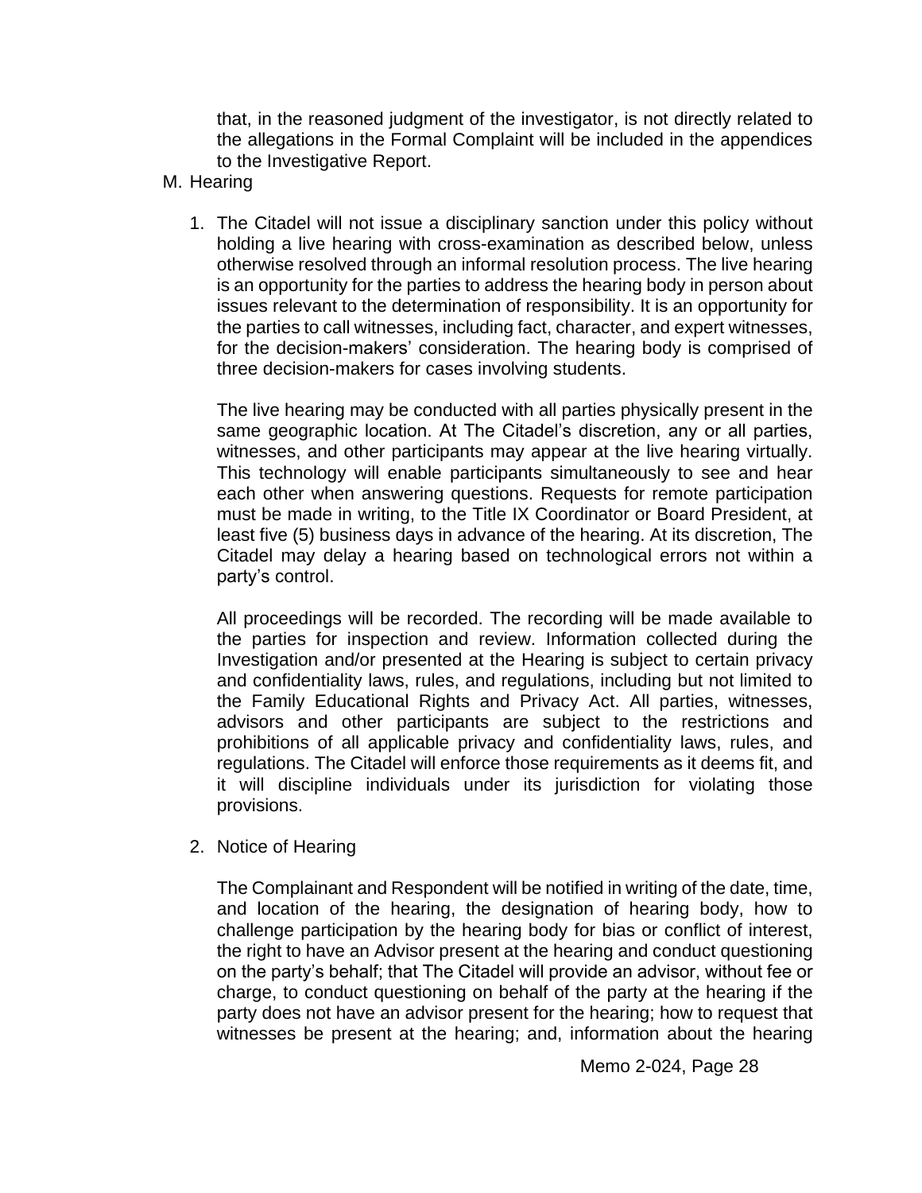that, in the reasoned judgment of the investigator, is not directly related to the allegations in the Formal Complaint will be included in the appendices to the Investigative Report.

M. Hearing

1. The Citadel will not issue a disciplinary sanction under this policy without holding a live hearing with cross-examination as described below, unless otherwise resolved through an informal resolution process. The live hearing is an opportunity for the parties to address the hearing body in person about issues relevant to the determination of responsibility. It is an opportunity for the parties to call witnesses, including fact, character, and expert witnesses, for the decision-makers' consideration. The hearing body is comprised of three decision-makers for cases involving students.

   The live hearing may be conducted with all parties physically present in the same geographic location. At The Citadel's discretion, any or all parties, witnesses, and other participants may appear at the live hearing virtually. This technology will enable participants simultaneously to see and hear each other when answering questions. Requests for remote participation must be made in writing, to the Title IX Coordinator or Board President, at least five (5) business days in advance of the hearing. At its discretion, The Citadel may delay a hearing based on technological errors not within a party's control.

   All proceedings will be recorded. The recording will be made available to the parties for inspection and review. Information collected during the Investigation and/or presented at the Hearing is subject to certain privacy and confidentiality laws, rules, and regulations, including but not limited to the Family Educational Rights and Privacy Act. All parties, witnesses, advisors and other participants are subject to the restrictions and prohibitions of all applicable privacy and confidentiality laws, rules, and regulations. The Citadel will enforce those requirements as it deems fit, and it will discipline individuals under its jurisdiction for violating those provisions.

2. Notice of Hearing

   The Complainant and Respondent will be notified in writing of the date, time, and location of the hearing, the designation of hearing body, how to challenge participation by the hearing body for bias or conflict of interest, the right to have an Advisor present at the hearing and conduct questioning on the party's behalf; that The Citadel will provide an advisor, without fee or charge, to conduct questioning on behalf of the party at the hearing if the party does not have an advisor present for the hearing; how to request that witnesses be present at the hearing; and, information about the hearing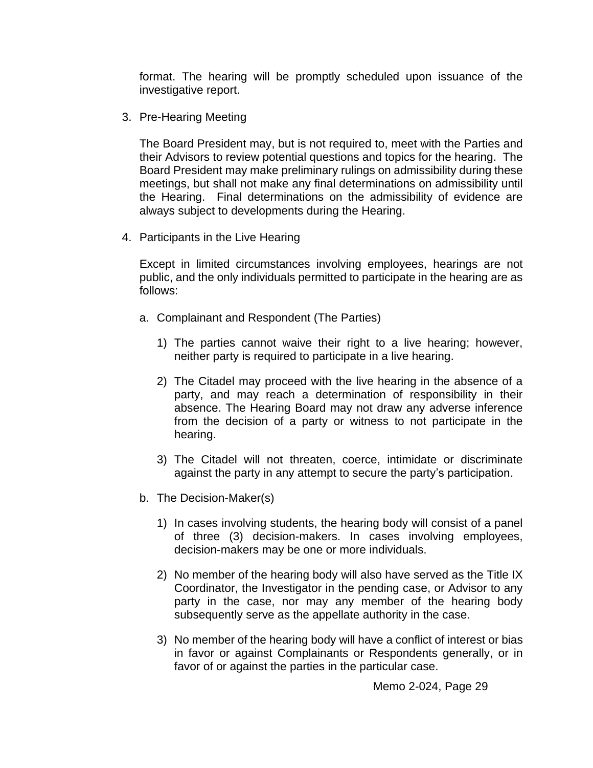format. The hearing will be promptly scheduled upon issuance of the investigative report.

3. Pre-Hearing Meeting

   The Board President may, but is not required to, meet with the Parties and their Advisors to review potential questions and topics for the hearing. The Board President may make preliminary rulings on admissibility during these meetings, but shall not make any final determinations on admissibility until the Hearing. Final determinations on the admissibility of evidence are always subject to developments during the Hearing.

4. Participants in the Live Hearing

   Except in limited circumstances involving employees, hearings are not public, and the only individuals permitted to participate in the hearing are as follows:

   a. Complainant and Respondent (The Parties)

      1) The parties cannot waive their right to a live hearing; however, neither party is required to participate in a live hearing.

      2) The Citadel may proceed with the live hearing in the absence of a party, and may reach a determination of responsibility in their absence. The Hearing Board may not draw any adverse inference from the decision of a party or witness to not participate in the hearing.

      3) The Citadel will not threaten, coerce, intimidate or discriminate against the party in any attempt to secure the party's participation.

   b. The Decision-Maker(s)

      1) In cases involving students, the hearing body will consist of a panel of three (3) decision-makers. In cases involving employees, decision-makers may be one or more individuals.

      2) No member of the hearing body will also have served as the Title IX Coordinator, the Investigator in the pending case, or Advisor to any party in the case, nor may any member of the hearing body subsequently serve as the appellate authority in the case.

      3) No member of the hearing body will have a conflict of interest or bias in favor or against Complainants or Respondents generally, or in favor of or against the parties in the particular case.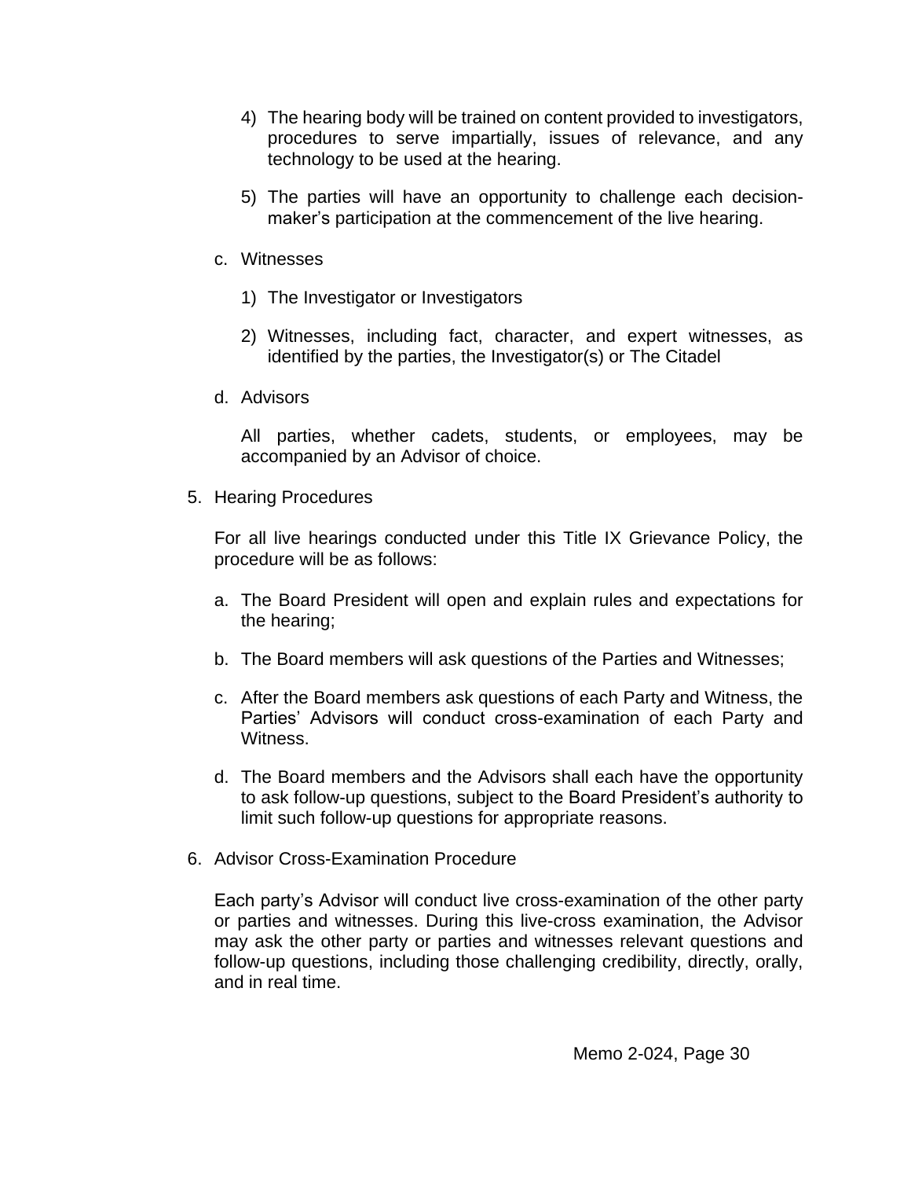4) The hearing body will be trained on content provided to investigators, procedures to serve impartially, issues of relevance, and any technology to be used at the hearing.

5) The parties will have an opportunity to challenge each decision-maker's participation at the commencement of the live hearing.

c. Witnesses

1) The Investigator or Investigators

2) Witnesses, including fact, character, and expert witnesses, as identified by the parties, the Investigator(s) or The Citadel

d. Advisors

All parties, whether cadets, students, or employees, may be accompanied by an Advisor of choice.

5. Hearing Procedures

For all live hearings conducted under this Title IX Grievance Policy, the procedure will be as follows:

a. The Board President will open and explain rules and expectations for the hearing;

b. The Board members will ask questions of the Parties and Witnesses;

c. After the Board members ask questions of each Party and Witness, the Parties' Advisors will conduct cross-examination of each Party and Witness.

d. The Board members and the Advisors shall each have the opportunity to ask follow-up questions, subject to the Board President's authority to limit such follow-up questions for appropriate reasons.

6. Advisor Cross-Examination Procedure

Each party's Advisor will conduct live cross-examination of the other party or parties and witnesses. During this live-cross examination, the Advisor may ask the other party or parties and witnesses relevant questions and follow-up questions, including those challenging credibility, directly, orally, and in real time.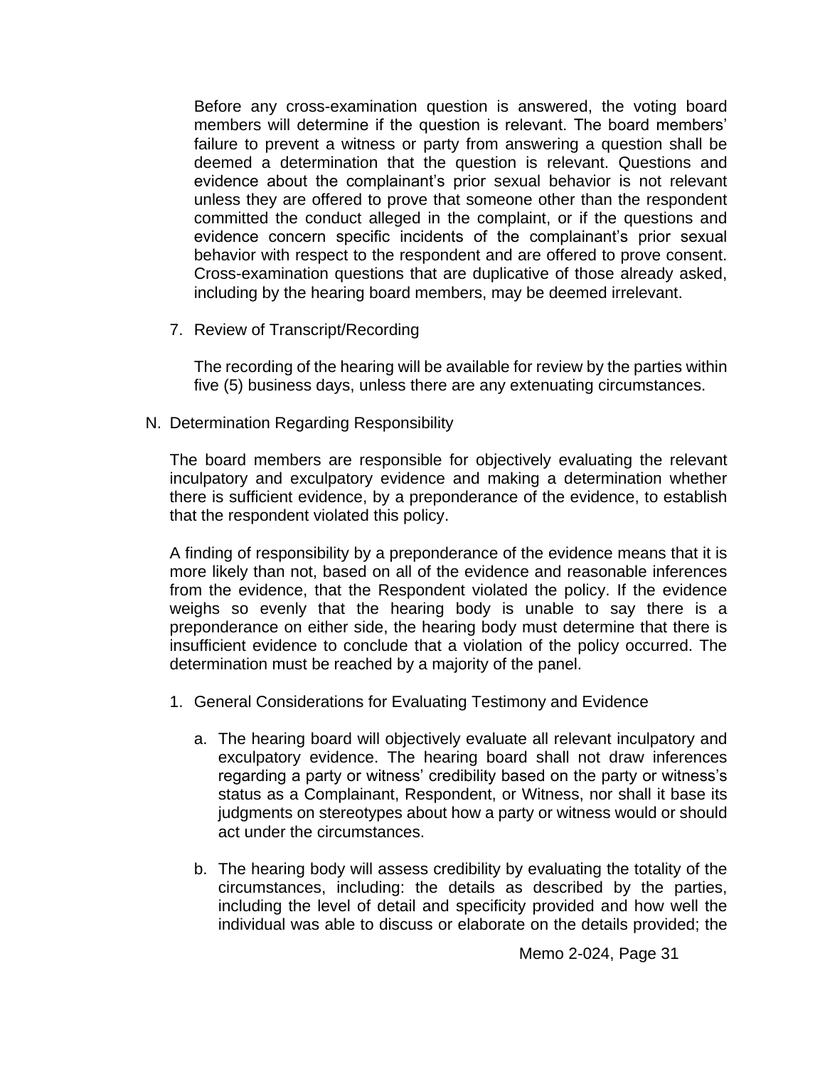Before any cross-examination question is answered, the voting board members will determine if the question is relevant. The board members' failure to prevent a witness or party from answering a question shall be deemed a determination that the question is relevant. Questions and evidence about the complainant's prior sexual behavior is not relevant unless they are offered to prove that someone other than the respondent committed the conduct alleged in the complaint, or if the questions and evidence concern specific incidents of the complainant's prior sexual behavior with respect to the respondent and are offered to prove consent. Cross-examination questions that are duplicative of those already asked, including by the hearing board members, may be deemed irrelevant.

7. Review of Transcript/Recording

   The recording of the hearing will be available for review by the parties within five (5) business days, unless there are any extenuating circumstances.

N. Determination Regarding Responsibility

The board members are responsible for objectively evaluating the relevant inculpatory and exculpatory evidence and making a determination whether there is sufficient evidence, by a preponderance of the evidence, to establish that the respondent violated this policy.

A finding of responsibility by a preponderance of the evidence means that it is more likely than not, based on all of the evidence and reasonable inferences from the evidence, that the Respondent violated the policy. If the evidence weighs so evenly that the hearing body is unable to say there is a preponderance on either side, the hearing body must determine that there is insufficient evidence to conclude that a violation of the policy occurred. The determination must be reached by a majority of the panel.

1. General Considerations for Evaluating Testimony and Evidence

   a. The hearing board will objectively evaluate all relevant inculpatory and exculpatory evidence. The hearing board shall not draw inferences regarding a party or witness' credibility based on the party or witness's status as a Complainant, Respondent, or Witness, nor shall it base its judgments on stereotypes about how a party or witness would or should act under the circumstances.

   b. The hearing body will assess credibility by evaluating the totality of the circumstances, including: the details as described by the parties, including the level of detail and specificity provided and how well the individual was able to discuss or elaborate on the details provided; the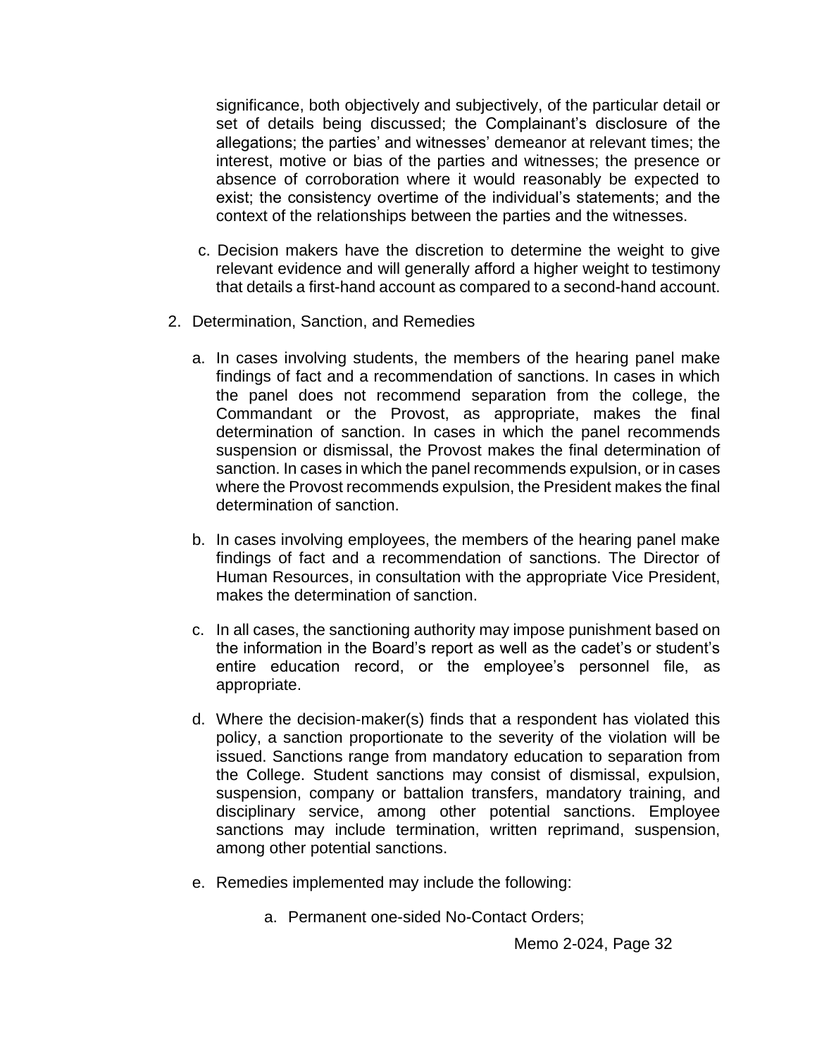significance, both objectively and subjectively, of the particular detail or set of details being discussed; the Complainant's disclosure of the allegations; the parties' and witnesses' demeanor at relevant times; the interest, motive or bias of the parties and witnesses; the presence or absence of corroboration where it would reasonably be expected to exist; the consistency overtime of the individual's statements; and the context of the relationships between the parties and the witnesses.

c. Decision makers have the discretion to determine the weight to give relevant evidence and will generally afford a higher weight to testimony that details a first-hand account as compared to a second-hand account.

2. Determination, Sanction, and Remedies

   a. In cases involving students, the members of the hearing panel make findings of fact and a recommendation of sanctions. In cases in which the panel does not recommend separation from the college, the Commandant or the Provost, as appropriate, makes the final determination of sanction. In cases in which the panel recommends suspension or dismissal, the Provost makes the final determination of sanction. In cases in which the panel recommends expulsion, or in cases where the Provost recommends expulsion, the President makes the final determination of sanction.

   b. In cases involving employees, the members of the hearing panel make findings of fact and a recommendation of sanctions. The Director of Human Resources, in consultation with the appropriate Vice President, makes the determination of sanction.

   c. In all cases, the sanctioning authority may impose punishment based on the information in the Board's report as well as the cadet's or student's entire education record, or the employee's personnel file, as appropriate.

   d. Where the decision-maker(s) finds that a respondent has violated this policy, a sanction proportionate to the severity of the violation will be issued. Sanctions range from mandatory education to separation from the College. Student sanctions may consist of dismissal, expulsion, suspension, company or battalion transfers, mandatory training, and disciplinary service, among other potential sanctions. Employee sanctions may include termination, written reprimand, suspension, among other potential sanctions.

   e. Remedies implemented may include the following:

      a. Permanent one-sided No-Contact Orders;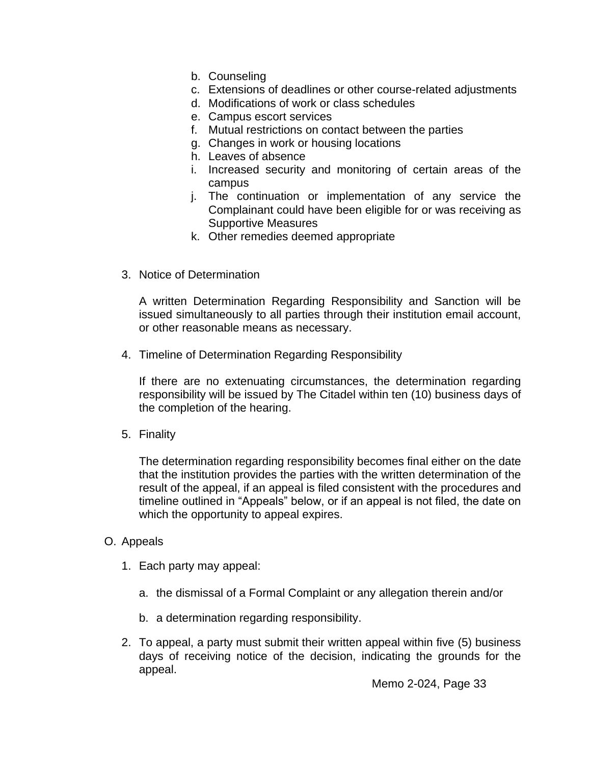b. Counseling
   c. Extensions of deadlines or other course-related adjustments
   d. Modifications of work or class schedules
   e. Campus escort services
   f. Mutual restrictions on contact between the parties
   g. Changes in work or housing locations
   h. Leaves of absence
   i. Increased security and monitoring of certain areas of the campus
   j. The continuation or implementation of any service the Complainant could have been eligible for or was receiving as Supportive Measures
   k. Other remedies deemed appropriate

3. Notice of Determination

   A written Determination Regarding Responsibility and Sanction will be issued simultaneously to all parties through their institution email account, or other reasonable means as necessary.

4. Timeline of Determination Regarding Responsibility

   If there are no extenuating circumstances, the determination regarding responsibility will be issued by The Citadel within ten (10) business days of the completion of the hearing.

5. Finality

   The determination regarding responsibility becomes final either on the date that the institution provides the parties with the written determination of the result of the appeal, if an appeal is filed consistent with the procedures and timeline outlined in "Appeals" below, or if an appeal is not filed, the date on which the opportunity to appeal expires.

O. Appeals

1. Each party may appeal:

   a. the dismissal of a Formal Complaint or any allegation therein and/or

   b. a determination regarding responsibility.

2. To appeal, a party must submit their written appeal within five (5) business days of receiving notice of the decision, indicating the grounds for the appeal.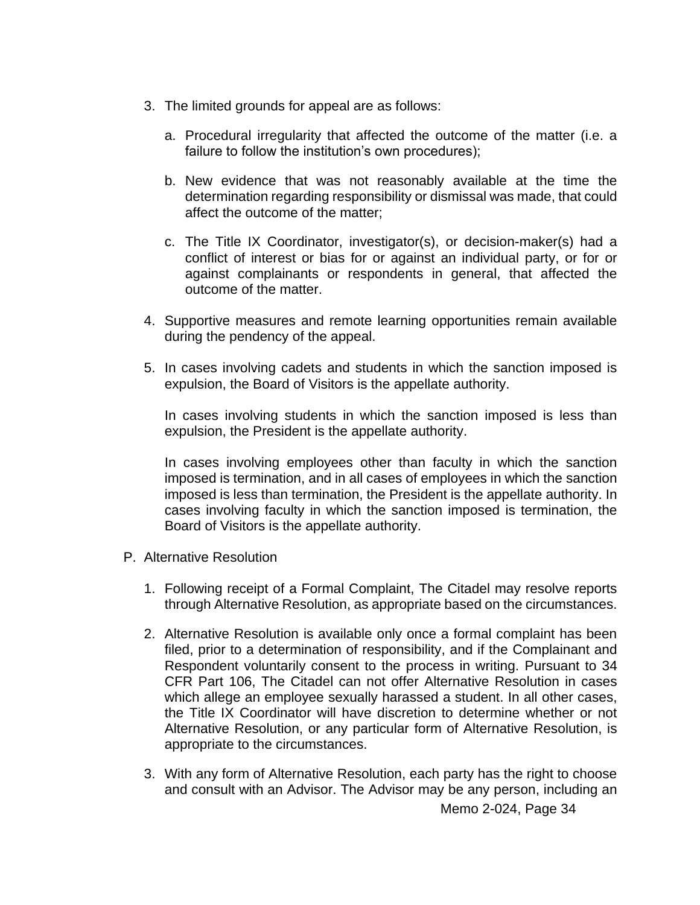3. The limited grounds for appeal are as follows:

   a. Procedural irregularity that affected the outcome of the matter (i.e. a failure to follow the institution's own procedures);

   b. New evidence that was not reasonably available at the time the determination regarding responsibility or dismissal was made, that could affect the outcome of the matter;

   c. The Title IX Coordinator, investigator(s), or decision-maker(s) had a conflict of interest or bias for or against an individual party, or for or against complainants or respondents in general, that affected the outcome of the matter.

4. Supportive measures and remote learning opportunities remain available during the pendency of the appeal.

5. In cases involving cadets and students in which the sanction imposed is expulsion, the Board of Visitors is the appellate authority.

   In cases involving students in which the sanction imposed is less than expulsion, the President is the appellate authority.

   In cases involving employees other than faculty in which the sanction imposed is termination, and in all cases of employees in which the sanction imposed is less than termination, the President is the appellate authority. In cases involving faculty in which the sanction imposed is termination, the Board of Visitors is the appellate authority.

P. Alternative Resolution

1. Following receipt of a Formal Complaint, The Citadel may resolve reports through Alternative Resolution, as appropriate based on the circumstances.

2. Alternative Resolution is available only once a formal complaint has been filed, prior to a determination of responsibility, and if the Complainant and Respondent voluntarily consent to the process in writing. Pursuant to 34 CFR Part 106, The Citadel can not offer Alternative Resolution in cases which allege an employee sexually harassed a student. In all other cases, the Title IX Coordinator will have discretion to determine whether or not Alternative Resolution, or any particular form of Alternative Resolution, is appropriate to the circumstances.

3. With any form of Alternative Resolution, each party has the right to choose and consult with an Advisor. The Advisor may be any person, including an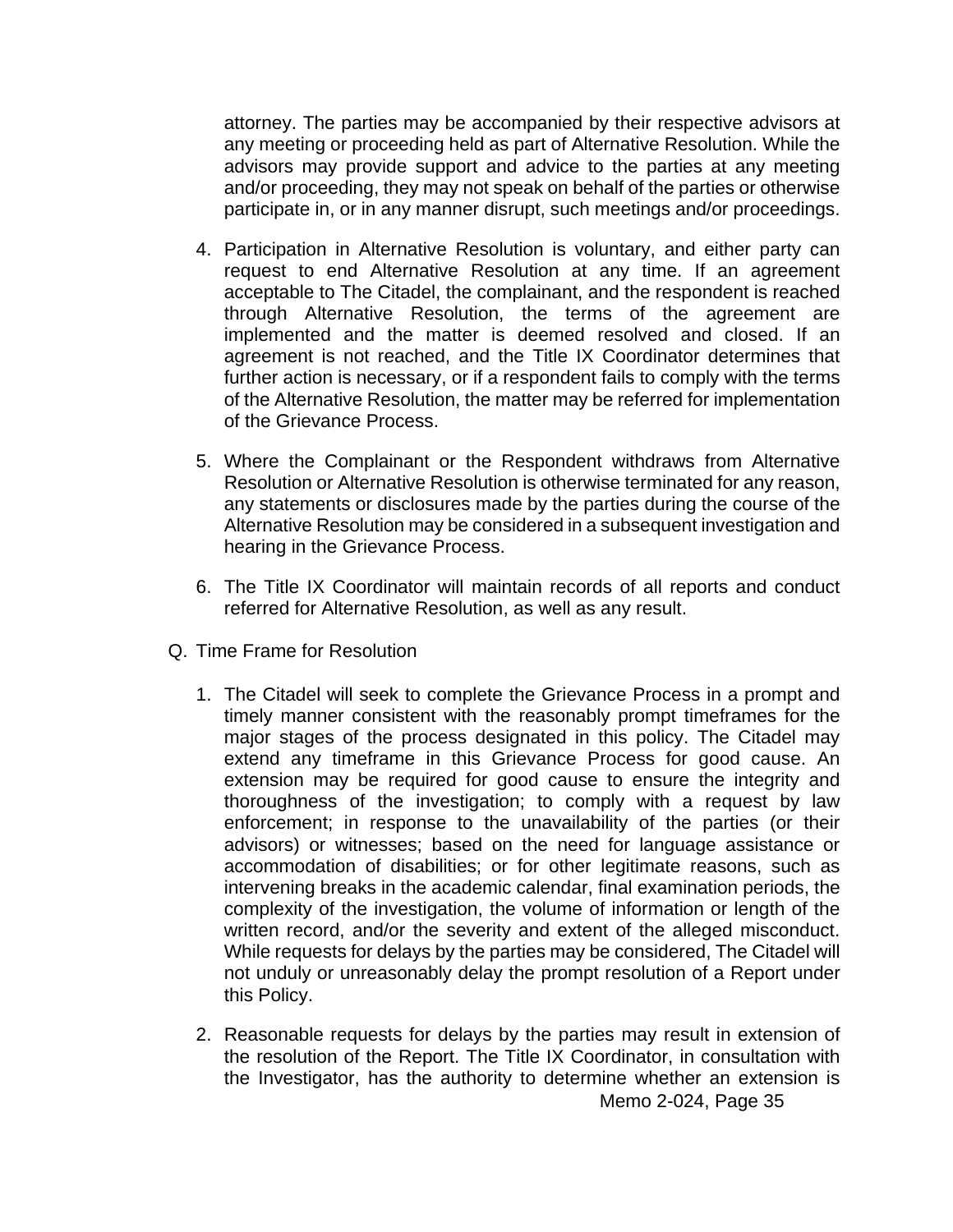attorney. The parties may be accompanied by their respective advisors at any meeting or proceeding held as part of Alternative Resolution. While the advisors may provide support and advice to the parties at any meeting and/or proceeding, they may not speak on behalf of the parties or otherwise participate in, or in any manner disrupt, such meetings and/or proceedings.

4. Participation in Alternative Resolution is voluntary, and either party can request to end Alternative Resolution at any time. If an agreement acceptable to The Citadel, the complainant, and the respondent is reached through Alternative Resolution, the terms of the agreement are implemented and the matter is deemed resolved and closed. If an agreement is not reached, and the Title IX Coordinator determines that further action is necessary, or if a respondent fails to comply with the terms of the Alternative Resolution, the matter may be referred for implementation of the Grievance Process.

5. Where the Complainant or the Respondent withdraws from Alternative Resolution or Alternative Resolution is otherwise terminated for any reason, any statements or disclosures made by the parties during the course of the Alternative Resolution may be considered in a subsequent investigation and hearing in the Grievance Process.

6. The Title IX Coordinator will maintain records of all reports and conduct referred for Alternative Resolution, as well as any result.

Q. Time Frame for Resolution

1. The Citadel will seek to complete the Grievance Process in a prompt and timely manner consistent with the reasonably prompt timeframes for the major stages of the process designated in this policy. The Citadel may extend any timeframe in this Grievance Process for good cause. An extension may be required for good cause to ensure the integrity and thoroughness of the investigation; to comply with a request by law enforcement; in response to the unavailability of the parties (or their advisors) or witnesses; based on the need for language assistance or accommodation of disabilities; or for other legitimate reasons, such as intervening breaks in the academic calendar, final examination periods, the complexity of the investigation, the volume of information or length of the written record, and/or the severity and extent of the alleged misconduct. While requests for delays by the parties may be considered, The Citadel will not unduly or unreasonably delay the prompt resolution of a Report under this Policy.

2. Reasonable requests for delays by the parties may result in extension of the resolution of the Report. The Title IX Coordinator, in consultation with the Investigator, has the authority to determine whether an extension is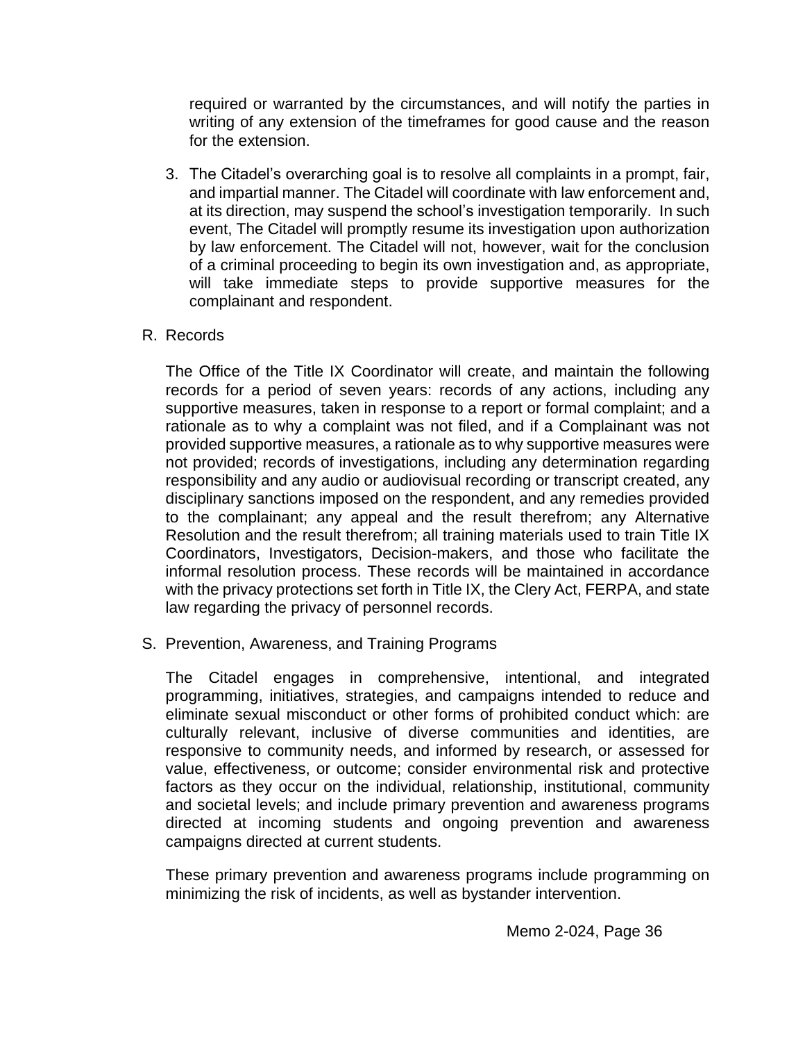required or warranted by the circumstances, and will notify the parties in writing of any extension of the timeframes for good cause and the reason for the extension.

3. The Citadel's overarching goal is to resolve all complaints in a prompt, fair, and impartial manner. The Citadel will coordinate with law enforcement and, at its direction, may suspend the school's investigation temporarily. In such event, The Citadel will promptly resume its investigation upon authorization by law enforcement. The Citadel will not, however, wait for the conclusion of a criminal proceeding to begin its own investigation and, as appropriate, will take immediate steps to provide supportive measures for the complainant and respondent.

R. Records

The Office of the Title IX Coordinator will create, and maintain the following records for a period of seven years: records of any actions, including any supportive measures, taken in response to a report or formal complaint; and a rationale as to why a complaint was not filed, and if a Complainant was not provided supportive measures, a rationale as to why supportive measures were not provided; records of investigations, including any determination regarding responsibility and any audio or audiovisual recording or transcript created, any disciplinary sanctions imposed on the respondent, and any remedies provided to the complainant; any appeal and the result therefrom; any Alternative Resolution and the result therefrom; all training materials used to train Title IX Coordinators, Investigators, Decision-makers, and those who facilitate the informal resolution process. These records will be maintained in accordance with the privacy protections set forth in Title IX, the Clery Act, FERPA, and state law regarding the privacy of personnel records.

S. Prevention, Awareness, and Training Programs

The Citadel engages in comprehensive, intentional, and integrated programming, initiatives, strategies, and campaigns intended to reduce and eliminate sexual misconduct or other forms of prohibited conduct which: are culturally relevant, inclusive of diverse communities and identities, are responsive to community needs, and informed by research, or assessed for value, effectiveness, or outcome; consider environmental risk and protective factors as they occur on the individual, relationship, institutional, community and societal levels; and include primary prevention and awareness programs directed at incoming students and ongoing prevention and awareness campaigns directed at current students.

These primary prevention and awareness programs include programming on minimizing the risk of incidents, as well as bystander intervention.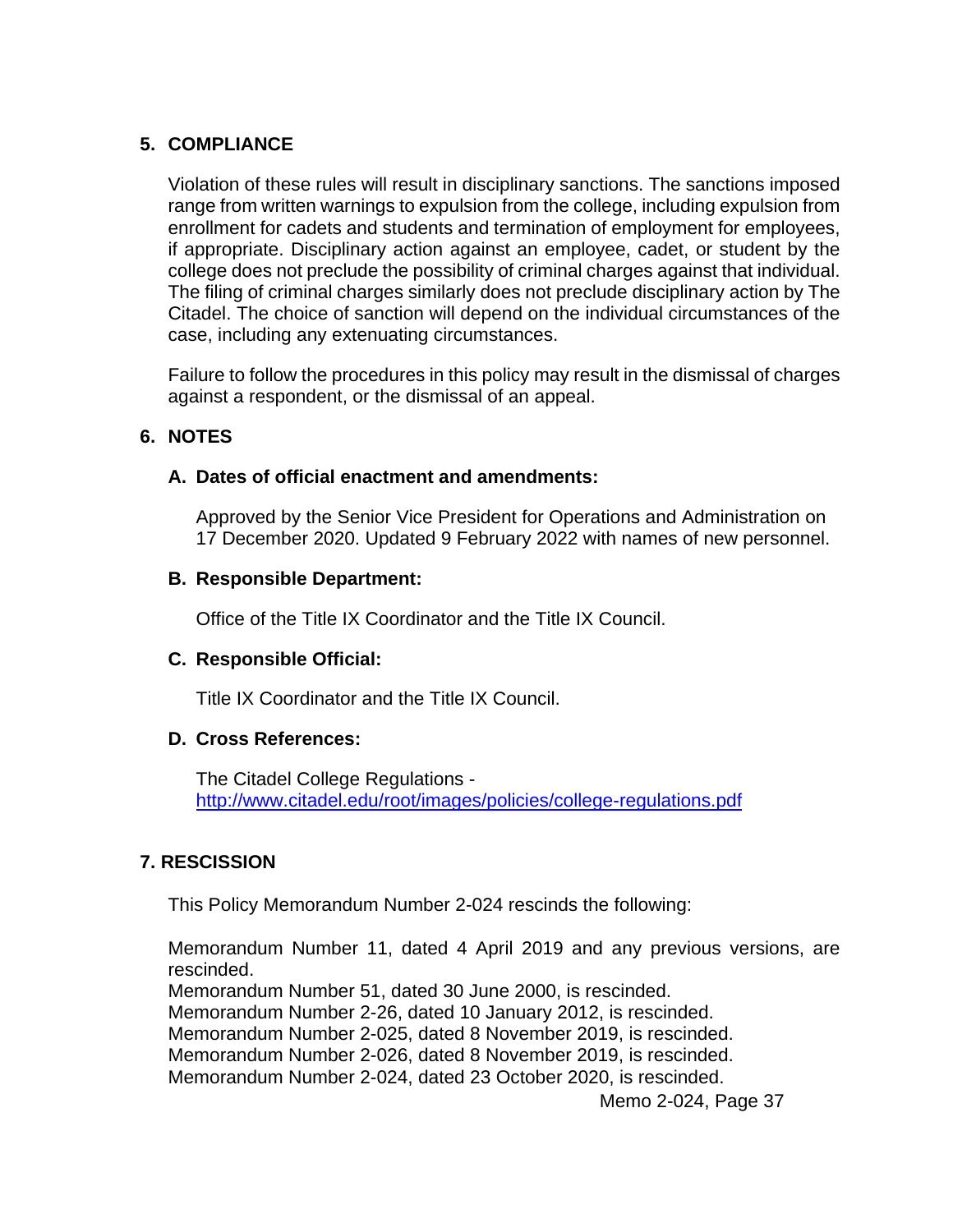## 5. COMPLIANCE

Violation of these rules will result in disciplinary sanctions. The sanctions imposed range from written warnings to expulsion from the college, including expulsion from enrollment for cadets and students and termination of employment for employees, if appropriate. Disciplinary action against an employee, cadet, or student by the college does not preclude the possibility of criminal charges against that individual. The filing of criminal charges similarly does not preclude disciplinary action by The Citadel. The choice of sanction will depend on the individual circumstances of the case, including any extenuating circumstances.

Failure to follow the procedures in this policy may result in the dismissal of charges against a respondent, or the dismissal of an appeal.

## 6. NOTES

### A. Dates of official enactment and amendments:

Approved by the Senior Vice President for Operations and Administration on 17 December 2020. Updated 9 February 2022 with names of new personnel.

### B. Responsible Department:

Office of the Title IX Coordinator and the Title IX Council.

### C. Responsible Official:

Title IX Coordinator and the Title IX Council.

### D. Cross References:

The Citadel College Regulations - [http://www.citadel.edu/root/images/policies/college-regulations.pdf](http://www.citadel.edu/root/images/policies/college-regulations.pdf)

## 7. RESCISSION

This Policy Memorandum Number 2-024 rescinds the following:

Memorandum Number 11, dated 4 April 2019 and any previous versions, are rescinded.
Memorandum Number 51, dated 30 June 2000, is rescinded.
Memorandum Number 2-26, dated 10 January 2012, is rescinded.
Memorandum Number 2-025, dated 8 November 2019, is rescinded.
Memorandum Number 2-026, dated 8 November 2019, is rescinded.
Memorandum Number 2-024, dated 23 October 2020, is rescinded.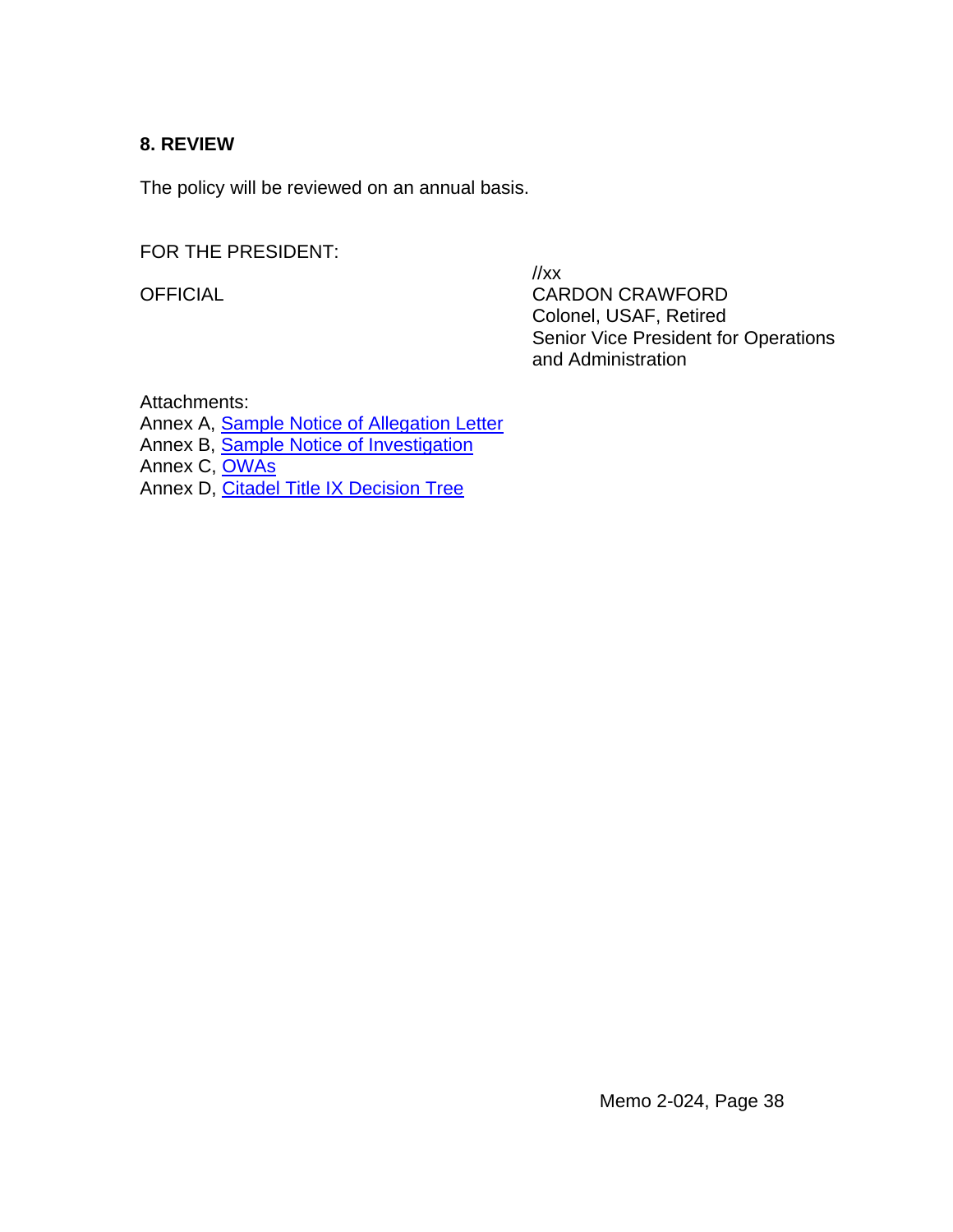## 8. REVIEW

The policy will be reviewed on an annual basis.

FOR THE PRESIDENT:

//xx

OFFICIAL

CARDON CRAWFORD
Colonel, USAF, Retired
Senior Vice President for Operations and Administration

Attachments:
Annex A, Sample Notice of Allegation Letter
Annex B, Sample Notice of Investigation
Annex C, OWAs
Annex D, Citadel Title IX Decision Tree